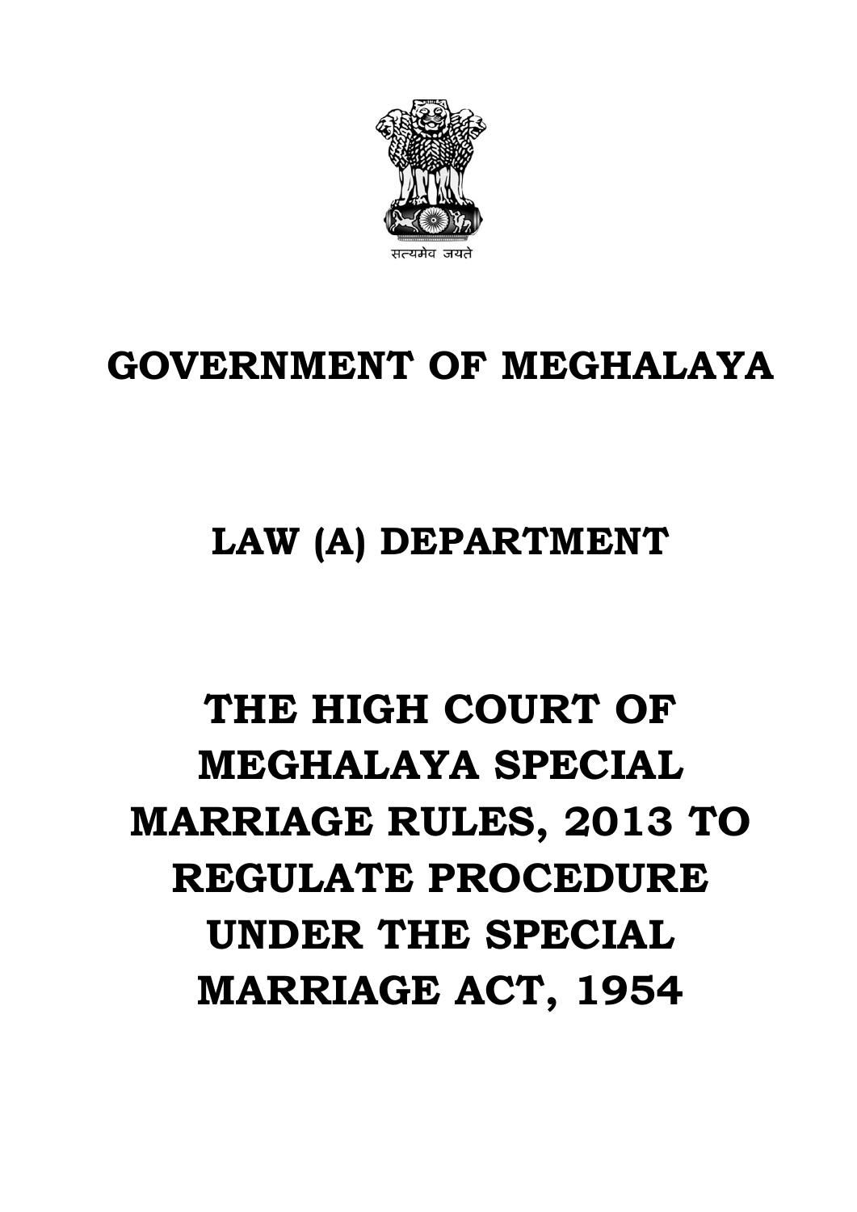सत्यमेव जयते

# GOVERNMENT OF MEGHALAYA

## LAW (A) DEPARTMENT

# THE HIGH COURT OF MEGHALAYA SPECIAL MARRIAGE RULES, 2013 TO REGULATE PROCEDURE UNDER THE SPECIAL MARRIAGE ACT, 1954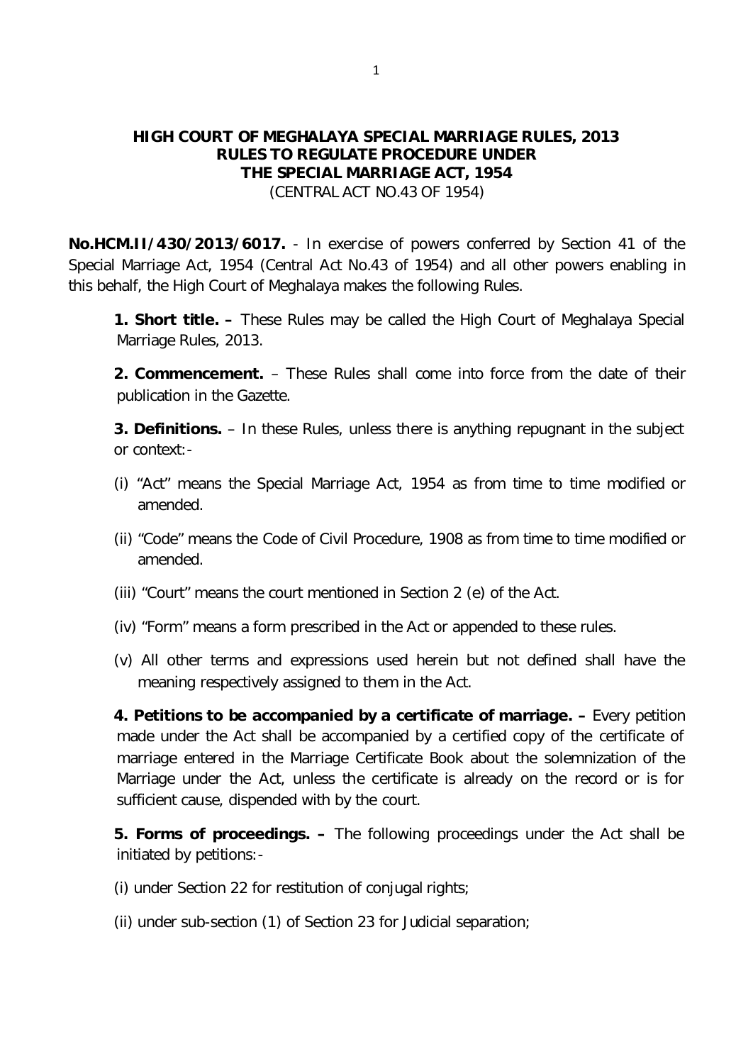**HIGH COURT OF MEGHALAYA SPECIAL MARRIAGE RULES, 2013**
**RULES TO REGULATE PROCEDURE UNDER**
**THE SPECIAL MARRIAGE ACT, 1954**
(CENTRAL ACT NO.43 OF 1954)

**No.HCM.II/430/2013/6017.** - In exercise of powers conferred by Section 41 of the Special Marriage Act, 1954 (Central Act No.43 of 1954) and all other powers enabling in this behalf, the High Court of Meghalaya makes the following Rules.

**1. Short title. –** These Rules may be called the High Court of Meghalaya Special Marriage Rules, 2013.

**2. Commencement.** – These Rules shall come into force from the date of their publication in the Gazette.

**3. Definitions.** – In these Rules, unless there is anything repugnant in the subject or context:-

(i) "Act" means the Special Marriage Act, 1954 as from time to time modified or amended.

(ii) "Code" means the Code of Civil Procedure, 1908 as from time to time modified or amended.

(iii) "Court" means the court mentioned in Section 2 (e) of the Act.

(iv) "Form" means a form prescribed in the Act or appended to these rules.

(v) All other terms and expressions used herein but not defined shall have the meaning respectively assigned to them in the Act.

**4. Petitions to be accompanied by a certificate of marriage. –** Every petition made under the Act shall be accompanied by a certified copy of the certificate of marriage entered in the Marriage Certificate Book about the solemnization of the Marriage under the Act, unless the certificate is already on the record or is for sufficient cause, dispended with by the court.

**5. Forms of proceedings. –** The following proceedings under the Act shall be initiated by petitions:-

(i) under Section 22 for restitution of conjugal rights;

(ii) under sub-section (1) of Section 23 for Judicial separation;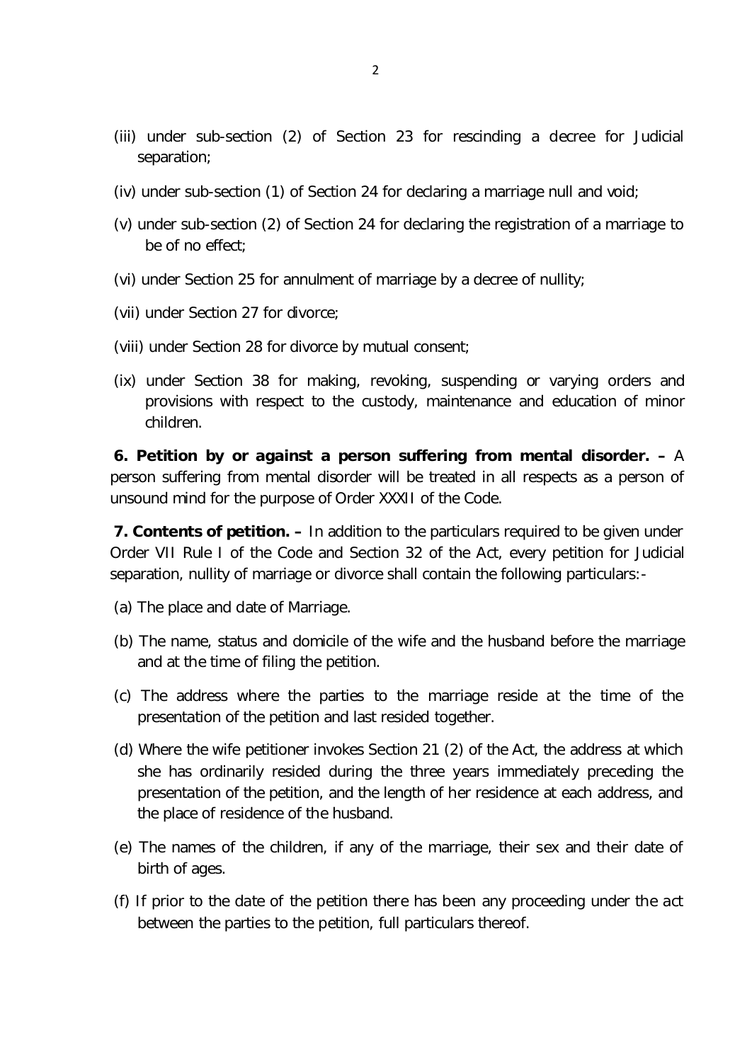(iii) under sub-section (2) of Section 23 for rescinding a decree for Judicial separation;

(iv) under sub-section (1) of Section 24 for declaring a marriage null and void;

(v) under sub-section (2) of Section 24 for declaring the registration of a marriage to be of no effect;

(vi) under Section 25 for annulment of marriage by a decree of nullity;

(vii) under Section 27 for divorce;

(viii) under Section 28 for divorce by mutual consent;

(ix) under Section 38 for making, revoking, suspending or varying orders and provisions with respect to the custody, maintenance and education of minor children.

**6. Petition by or against a person suffering from mental disorder. –** A person suffering from mental disorder will be treated in all respects as a person of unsound mind for the purpose of Order XXXII of the Code.

**7. Contents of petition. –** In addition to the particulars required to be given under Order VII Rule I of the Code and Section 32 of the Act, every petition for Judicial separation, nullity of marriage or divorce shall contain the following particulars:-

(a) The place and date of Marriage.

(b) The name, status and domicile of the wife and the husband before the marriage and at the time of filing the petition.

(c) The address where the parties to the marriage reside at the time of the presentation of the petition and last resided together.

(d) Where the wife petitioner invokes Section 21 (2) of the Act, the address at which she has ordinarily resided during the three years immediately preceding the presentation of the petition, and the length of her residence at each address, and the place of residence of the husband.

(e) The names of the children, if any of the marriage, their sex and their date of birth of ages.

(f) If prior to the date of the petition there has been any proceeding under the act between the parties to the petition, full particulars thereof.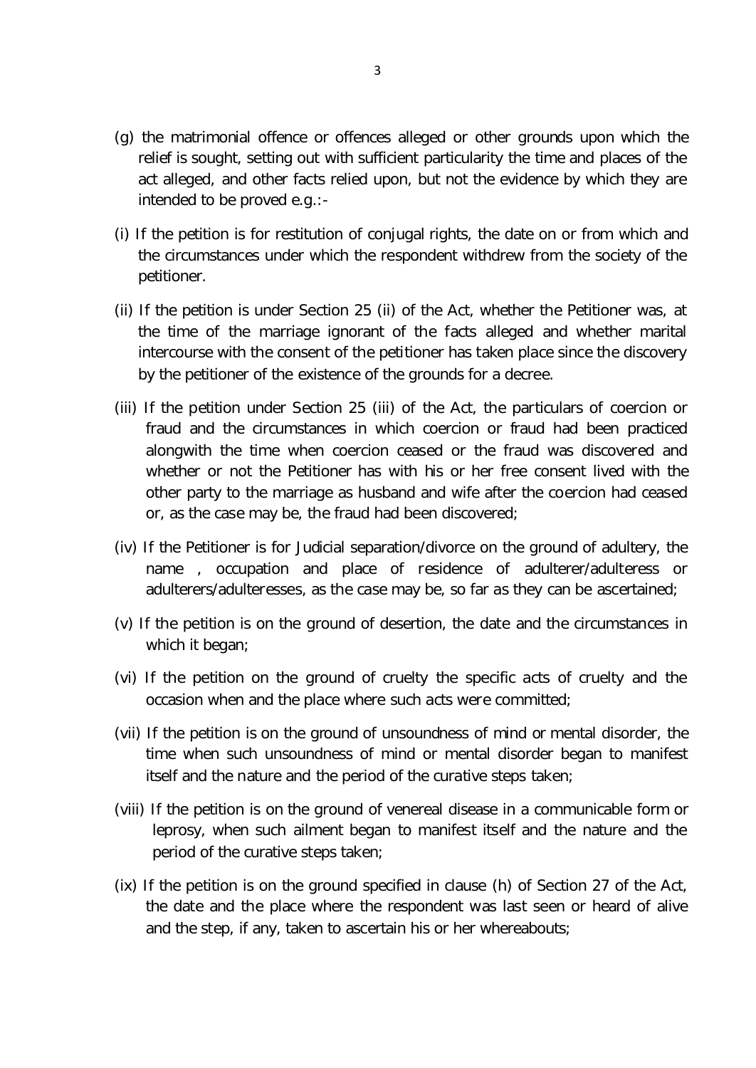(g) the matrimonial offence or offences alleged or other grounds upon which the relief is sought, setting out with sufficient particularity the time and places of the act alleged, and other facts relied upon, but not the evidence by which they are intended to be proved e.g.:-

(i) If the petition is for restitution of conjugal rights, the date on or from which and the circumstances under which the respondent withdrew from the society of the petitioner.

(ii) If the petition is under Section 25 (ii) of the Act, whether the Petitioner was, at the time of the marriage ignorant of the facts alleged and whether marital intercourse with the consent of the petitioner has taken place since the discovery by the petitioner of the existence of the grounds for a decree.

(iii) If the petition under Section 25 (iii) of the Act, the particulars of coercion or fraud and the circumstances in which coercion or fraud had been practiced alongwith the time when coercion ceased or the fraud was discovered and whether or not the Petitioner has with his or her free consent lived with the other party to the marriage as husband and wife after the coercion had ceased or, as the case may be, the fraud had been discovered;

(iv) If the Petitioner is for Judicial separation/divorce on the ground of adultery, the name , occupation and place of residence of adulterer/adulteress or adulterers/adulteresses, as the case may be, so far as they can be ascertained;

(v) If the petition is on the ground of desertion, the date and the circumstances in which it began;

(vi) If the petition on the ground of cruelty the specific acts of cruelty and the occasion when and the place where such acts were committed;

(vii) If the petition is on the ground of unsoundness of mind or mental disorder, the time when such unsoundness of mind or mental disorder began to manifest itself and the nature and the period of the curative steps taken;

(viii) If the petition is on the ground of venereal disease in a communicable form or leprosy, when such ailment began to manifest itself and the nature and the period of the curative steps taken;

(ix) If the petition is on the ground specified in clause (h) of Section 27 of the Act, the date and the place where the respondent was last seen or heard of alive and the step, if any, taken to ascertain his or her whereabouts;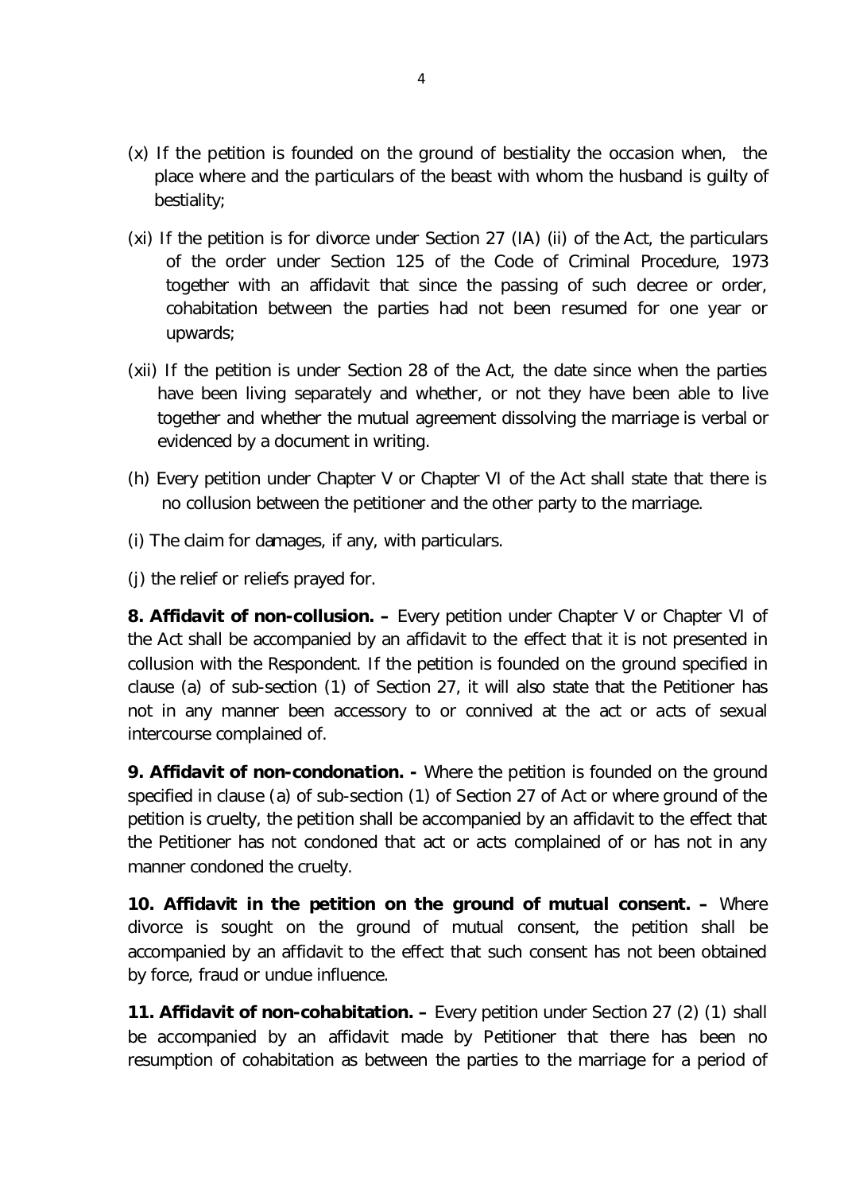(x) If the petition is founded on the ground of bestiality the occasion when, the place where and the particulars of the beast with whom the husband is guilty of bestiality;

(xi) If the petition is for divorce under Section 27 (IA) (ii) of the Act, the particulars of the order under Section 125 of the Code of Criminal Procedure, 1973 together with an affidavit that since the passing of such decree or order, cohabitation between the parties had not been resumed for one year or upwards;

(xii) If the petition is under Section 28 of the Act, the date since when the parties have been living separately and whether, or not they have been able to live together and whether the mutual agreement dissolving the marriage is verbal or evidenced by a document in writing.

(h) Every petition under Chapter V or Chapter VI of the Act shall state that there is no collusion between the petitioner and the other party to the marriage.

(i) The claim for damages, if any, with particulars.

(j) the relief or reliefs prayed for.

**8. Affidavit of non-collusion. –** Every petition under Chapter V or Chapter VI of the Act shall be accompanied by an affidavit to the effect that it is not presented in collusion with the Respondent. If the petition is founded on the ground specified in clause (a) of sub-section (1) of Section 27, it will also state that the Petitioner has not in any manner been accessory to or connived at the act or acts of sexual intercourse complained of.

**9. Affidavit of non-condonation. -** Where the petition is founded on the ground specified in clause (a) of sub-section (1) of Section 27 of Act or where ground of the petition is cruelty, the petition shall be accompanied by an affidavit to the effect that the Petitioner has not condoned that act or acts complained of or has not in any manner condoned the cruelty.

**10. Affidavit in the petition on the ground of mutual consent. –** Where divorce is sought on the ground of mutual consent, the petition shall be accompanied by an affidavit to the effect that such consent has not been obtained by force, fraud or undue influence.

**11. Affidavit of non-cohabitation. –** Every petition under Section 27 (2) (1) shall be accompanied by an affidavit made by Petitioner that there has been no resumption of cohabitation as between the parties to the marriage for a period of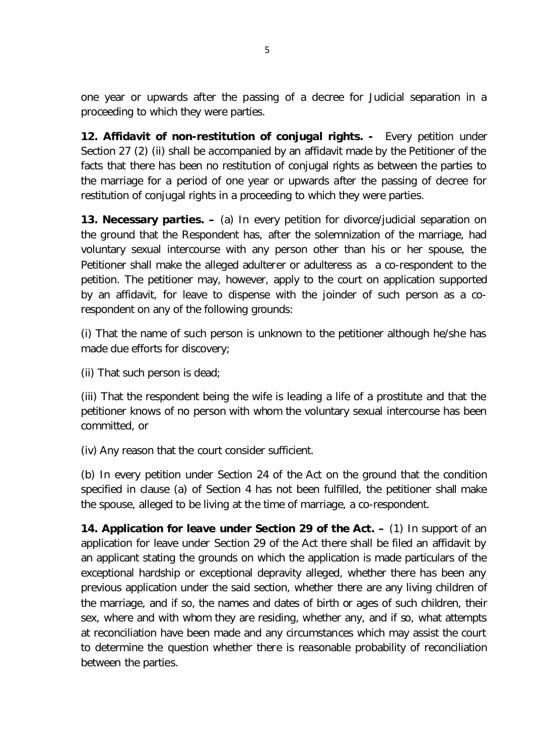one year or upwards after the passing of a decree for Judicial separation in a proceeding to which they were parties.

**12. Affidavit of non-restitution of conjugal rights. -** Every petition under Section 27 (2) (ii) shall be accompanied by an affidavit made by the Petitioner of the facts that there has been no restitution of conjugal rights as between the parties to the marriage for a period of one year or upwards after the passing of decree for restitution of conjugal rights in a proceeding to which they were parties.

**13. Necessary parties. –** (a) In every petition for divorce/judicial separation on the ground that the Respondent has, after the solemnization of the marriage, had voluntary sexual intercourse with any person other than his or her spouse, the Petitioner shall make the alleged adulterer or adulteress as a co-respondent to the petition. The petitioner may, however, apply to the court on application supported by an affidavit, for leave to dispense with the joinder of such person as a co-respondent on any of the following grounds:

(i) That the name of such person is unknown to the petitioner although he/she has made due efforts for discovery;

(ii) That such person is dead;

(iii) That the respondent being the wife is leading a life of a prostitute and that the petitioner knows of no person with whom the voluntary sexual intercourse has been committed, or

(iv) Any reason that the court consider sufficient.

(b) In every petition under Section 24 of the Act on the ground that the condition specified in clause (a) of Section 4 has not been fulfilled, the petitioner shall make the spouse, alleged to be living at the time of marriage, a co-respondent.

**14. Application for leave under Section 29 of the Act. –** (1) In support of an application for leave under Section 29 of the Act there shall be filed an affidavit by an applicant stating the grounds on which the application is made particulars of the exceptional hardship or exceptional depravity alleged, whether there has been any previous application under the said section, whether there are any living children of the marriage, and if so, the names and dates of birth or ages of such children, their sex, where and with whom they are residing, whether any, and if so, what attempts at reconciliation have been made and any circumstances which may assist the court to determine the question whether there is reasonable probability of reconciliation between the parties.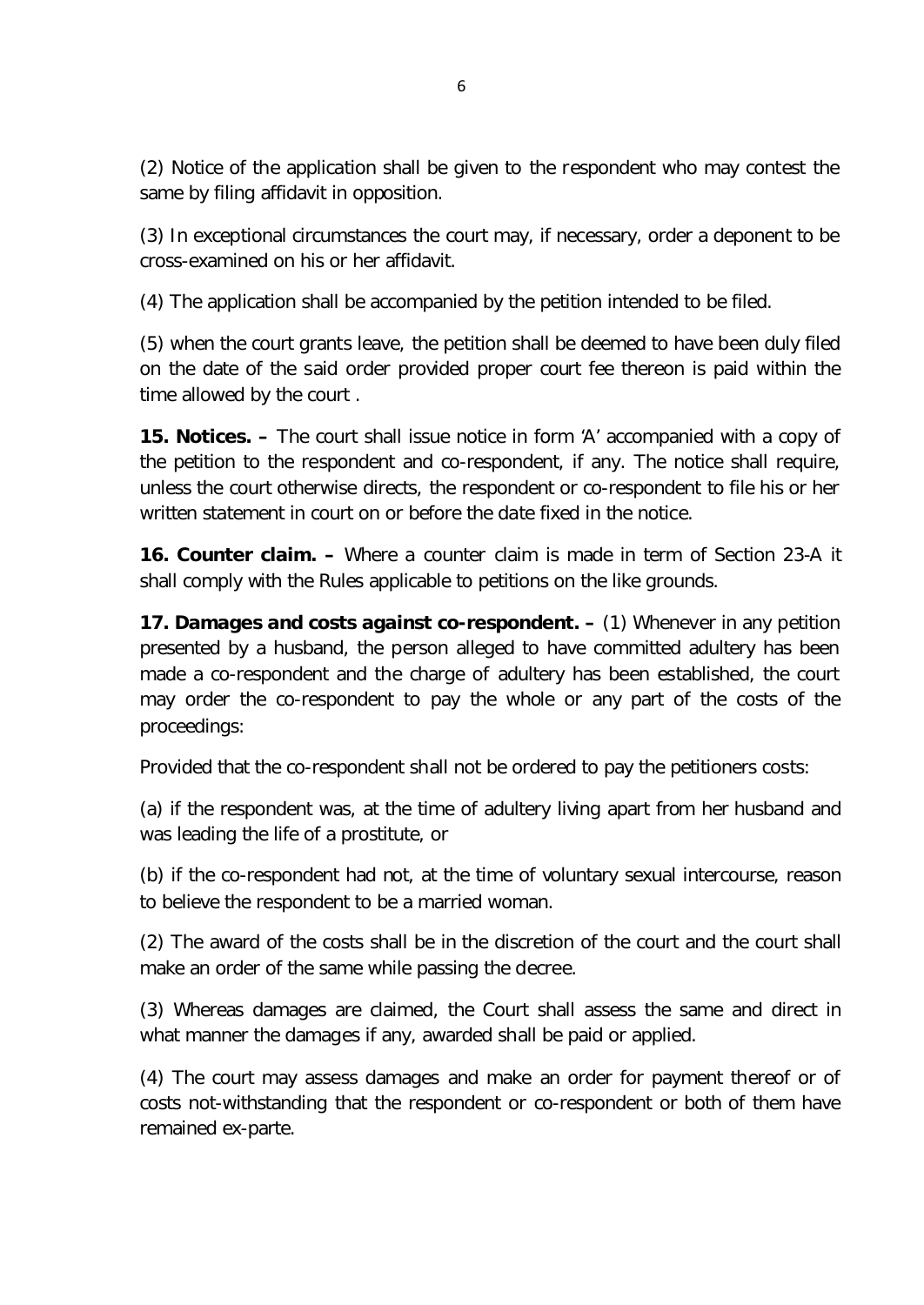(2) Notice of the application shall be given to the respondent who may contest the same by filing affidavit in opposition.

(3) In exceptional circumstances the court may, if necessary, order a deponent to be cross-examined on his or her affidavit.

(4) The application shall be accompanied by the petition intended to be filed.

(5) when the court grants leave, the petition shall be deemed to have been duly filed on the date of the said order provided proper court fee thereon is paid within the time allowed by the court .

**15. Notices. –** The court shall issue notice in form 'A' accompanied with a copy of the petition to the respondent and co-respondent, if any. The notice shall require, unless the court otherwise directs, the respondent or co-respondent to file his or her written statement in court on or before the date fixed in the notice.

**16. Counter claim. –** Where a counter claim is made in term of Section 23-A it shall comply with the Rules applicable to petitions on the like grounds.

**17. Damages and costs against co-respondent. –** (1) Whenever in any petition presented by a husband, the person alleged to have committed adultery has been made a co-respondent and the charge of adultery has been established, the court may order the co-respondent to pay the whole or any part of the costs of the proceedings:

Provided that the co-respondent shall not be ordered to pay the petitioners costs:

(a) if the respondent was, at the time of adultery living apart from her husband and was leading the life of a prostitute, or

(b) if the co-respondent had not, at the time of voluntary sexual intercourse, reason to believe the respondent to be a married woman.

(2) The award of the costs shall be in the discretion of the court and the court shall make an order of the same while passing the decree.

(3) Whereas damages are claimed, the Court shall assess the same and direct in what manner the damages if any, awarded shall be paid or applied.

(4) The court may assess damages and make an order for payment thereof or of costs not-withstanding that the respondent or co-respondent or both of them have remained ex-parte.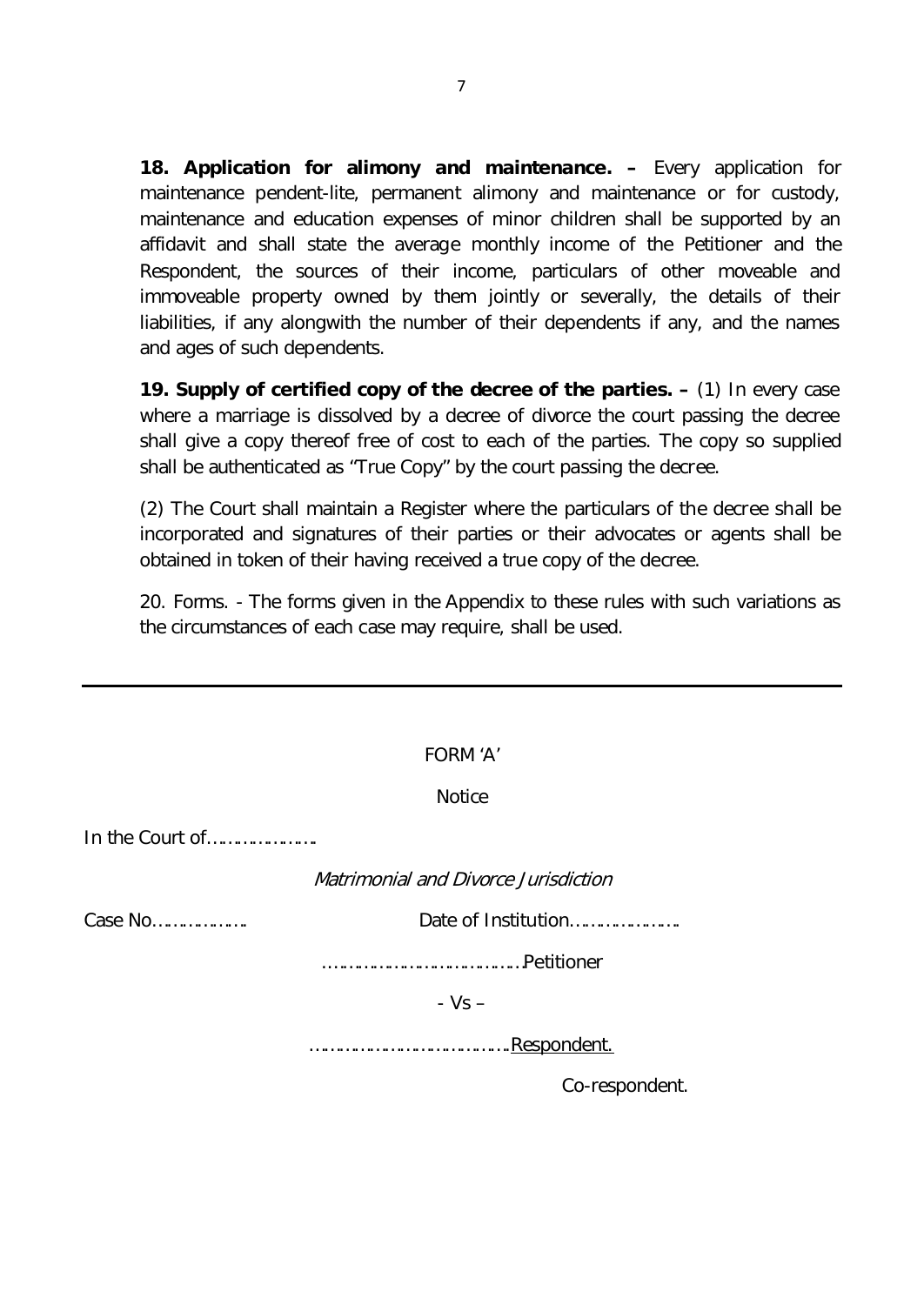**18. Application for alimony and maintenance. –** Every application for maintenance pendent-lite, permanent alimony and maintenance or for custody, maintenance and education expenses of minor children shall be supported by an affidavit and shall state the average monthly income of the Petitioner and the Respondent, the sources of their income, particulars of other moveable and immoveable property owned by them jointly or severally, the details of their liabilities, if any alongwith the number of their dependents if any, and the names and ages of such dependents.

**19. Supply of certified copy of the decree of the parties. –** (1) In every case where a marriage is dissolved by a decree of divorce the court passing the decree shall give a copy thereof free of cost to each of the parties. The copy so supplied shall be authenticated as "True Copy" by the court passing the decree.

(2) The Court shall maintain a Register where the particulars of the decree shall be incorporated and signatures of their parties or their advocates or agents shall be obtained in token of their having received a true copy of the decree.

20. Forms. - The forms given in the Appendix to these rules with such variations as the circumstances of each case may require, shall be used.

---

FORM 'A'

Notice

In the Court of…………………

*Matrimonial and Divorce Jurisdiction*

Case No……………… Date of Institution…………………

………………………………………Petitioner

- Vs –

……………………………………Respondent.

Co-respondent.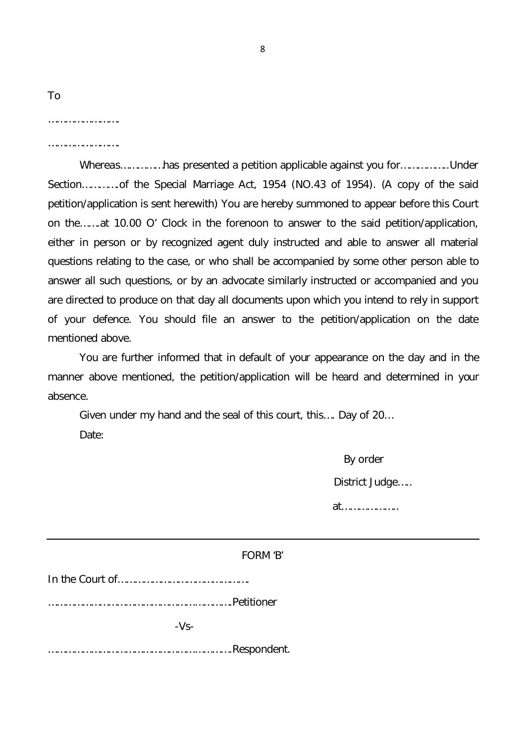To

……………………

……………………

Whereas……………has presented a petition applicable against you for……………..Under Section………….of the Special Marriage Act, 1954 (NO.43 of 1954). (A copy of the said petition/application is sent herewith) You are hereby summoned to appear before this Court on the…….at 10.00 O' Clock in the forenoon to answer to the said petition/application, either in person or by recognized agent duly instructed and able to answer all material questions relating to the case, or who shall be accompanied by some other person able to answer all such questions, or by an advocate similarly instructed or accompanied and you are directed to produce on that day all documents upon which you intend to rely in support of your defence. You should file an answer to the petition/application on the date mentioned above.

You are further informed that in default of your appearance on the day and in the manner above mentioned, the petition/application will be heard and determined in your absence.

Given under my hand and the seal of this court, this…. Day of 20…

Date:

By order

District Judge…..

at…………………

---

FORM 'B'

In the Court of……………………………………….

…………………………………………………………..Petitioner

-Vs-

…………………………………………………………..Respondent.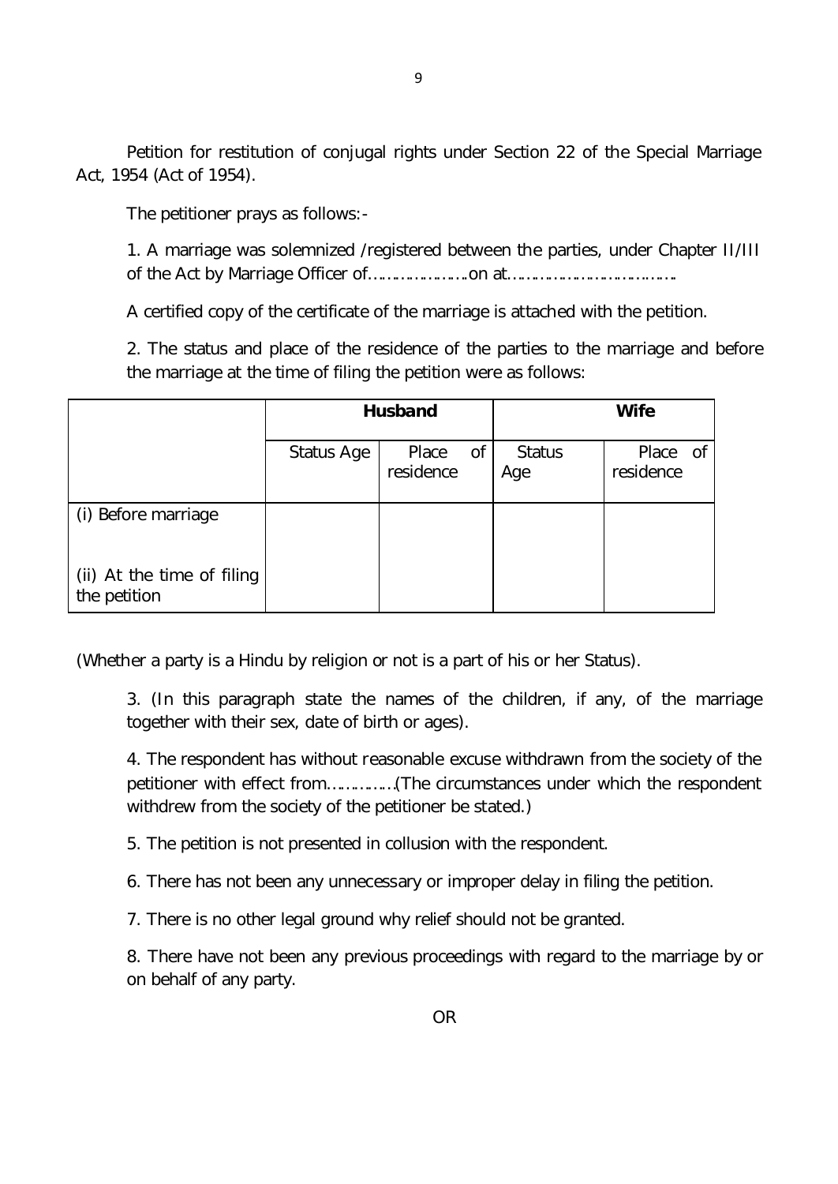Petition for restitution of conjugal rights under Section 22 of the Special Marriage Act, 1954 (Act of 1954).

The petitioner prays as follows:-

1. A marriage was solemnized /registered between the parties, under Chapter II/III of the Act by Marriage Officer of…………………on at………………………………

A certified copy of the certificate of the marriage is attached with the petition.

2. The status and place of the residence of the parties to the marriage and before the marriage at the time of filing the petition were as follows:

| | **Husband** | | **Wife** | |
|---|---|---|---|---|
| | Status Age | Place of residence | Status Age | Place of residence |
| (i) Before marriage<br><br>(ii) At the time of filing the petition | | | | |

(Whether a party is a Hindu by religion or not is a part of his or her Status).

3. (In this paragraph state the names of the children, if any, of the marriage together with their sex, date of birth or ages).

4. The respondent has without reasonable excuse withdrawn from the society of the petitioner with effect from……………(The circumstances under which the respondent withdrew from the society of the petitioner be stated.)

5. The petition is not presented in collusion with the respondent.

6. There has not been any unnecessary or improper delay in filing the petition.

7. There is no other legal ground why relief should not be granted.

8. There have not been any previous proceedings with regard to the marriage by or on behalf of any party.

OR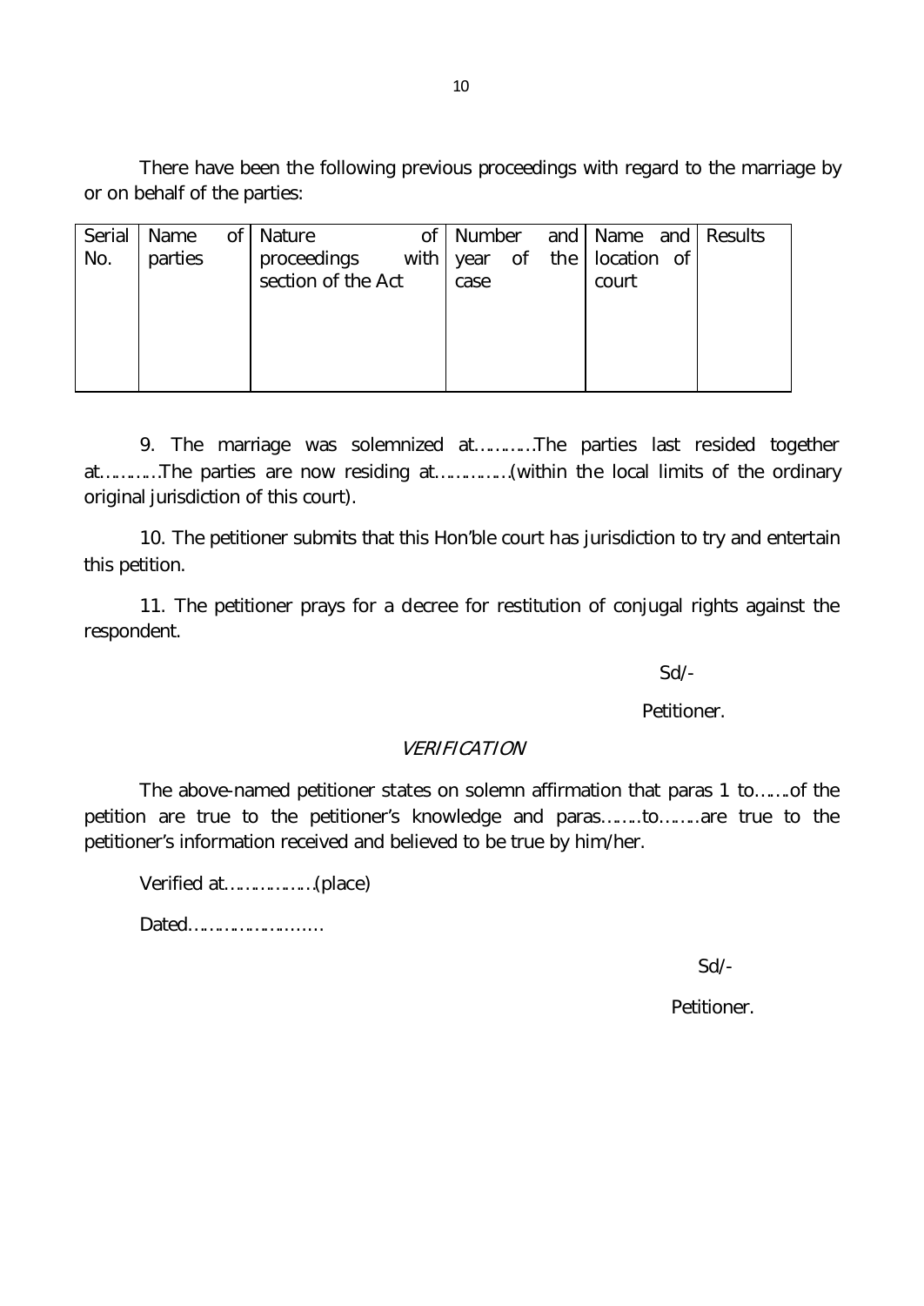There have been the following previous proceedings with regard to the marriage by or on behalf of the parties:

| Serial No. | Name of parties | Nature of proceedings with section of the Act | Number and year of the case | Name and location of court | Results |
|---|---|---|---|---|---|
| | | | | | |

9. The marriage was solemnized at…………The parties last resided together at…………The parties are now residing at……………(within the local limits of the ordinary original jurisdiction of this court).

10. The petitioner submits that this Hon'ble court has jurisdiction to try and entertain this petition.

11. The petitioner prays for a decree for restitution of conjugal rights against the respondent.

Sd/-

Petitioner.

*VERIFICATION*

The above-named petitioner states on solemn affirmation that paras 1 to…….of the petition are true to the petitioner's knowledge and paras……..to……..are true to the petitioner's information received and believed to be true by him/her.

Verified at………………(place)

Dated……………………..

Sd/-

Petitioner.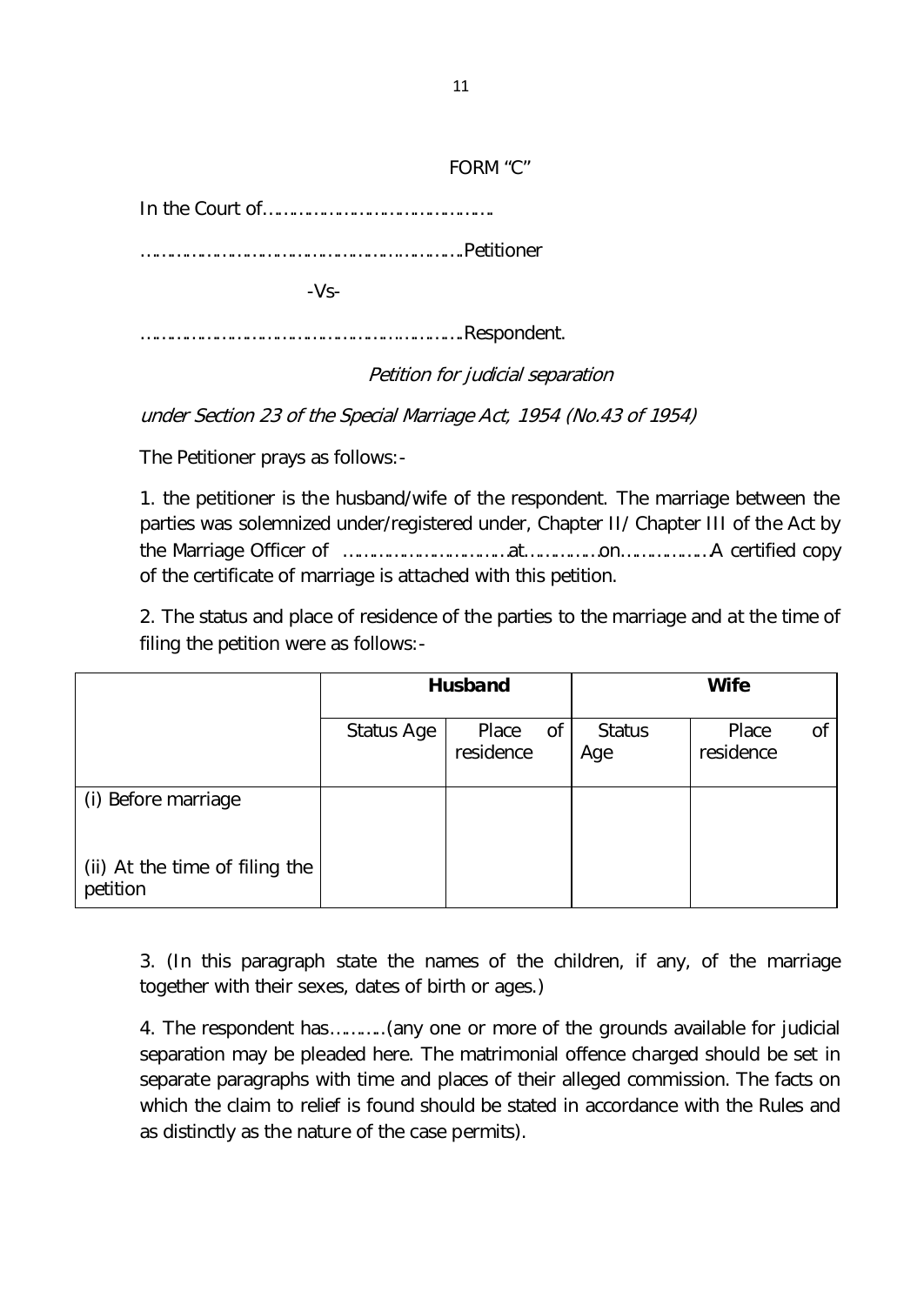FORM "C"

In the Court of……………………………………….

…………………………………………………….Petitioner

-Vs-

…………………………………………………….Respondent.

*Petition for judicial separation*

*under Section 23 of the Special Marriage Act, 1954 (No.43 of 1954)*

The Petitioner prays as follows:-

1. the petitioner is the husband/wife of the respondent. The marriage between the parties was solemnized under/registered under, Chapter II/ Chapter III of the Act by the Marriage Officer of …………………………at……………on……………. A certified copy of the certificate of marriage is attached with this petition.

2. The status and place of residence of the parties to the marriage and at the time of filing the petition were as follows:-

| | **Husband** | | **Wife** | |
|---|---|---|---|---|
| | Status Age | Place of residence | Status Age | Place of residence |
| (i) Before marriage<br><br>(ii) At the time of filing the petition | | | | |

3. (In this paragraph state the names of the children, if any, of the marriage together with their sexes, dates of birth or ages.)

4. The respondent has……….(any one or more of the grounds available for judicial separation may be pleaded here. The matrimonial offence charged should be set in separate paragraphs with time and places of their alleged commission. The facts on which the claim to relief is found should be stated in accordance with the Rules and as distinctly as the nature of the case permits).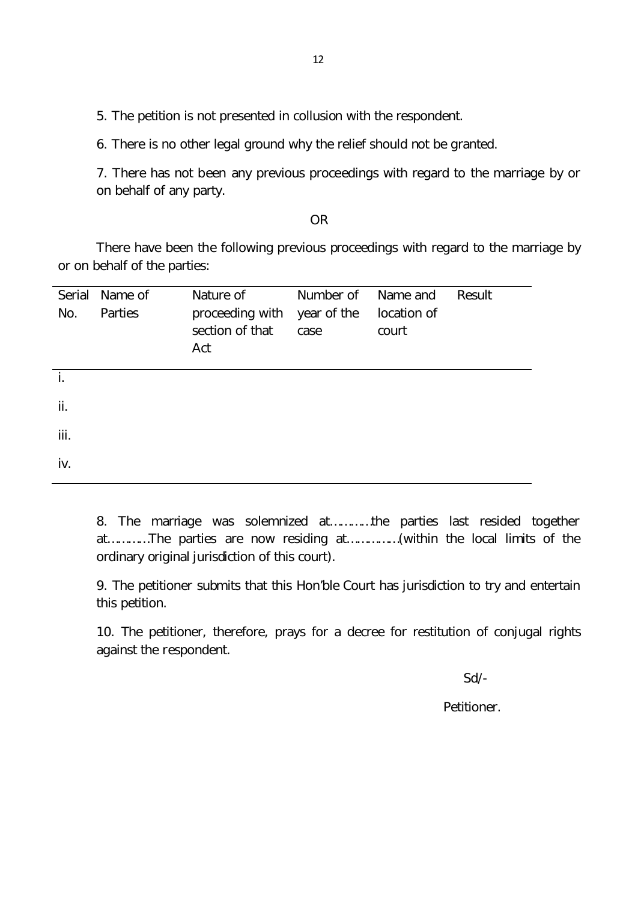5. The petition is not presented in collusion with the respondent.

6. There is no other legal ground why the relief should not be granted.

7. There has not been any previous proceedings with regard to the marriage by or on behalf of any party.

OR

There have been the following previous proceedings with regard to the marriage by or on behalf of the parties:

| Serial No. | Name of Parties | Nature of proceeding with section of that Act | Number of year of the case | Name and location of court | Result |
|---|---|---|---|---|---|
| i. | | | | | |
| ii. | | | | | |
| iii. | | | | | |
| iv. | | | | | |

8. The marriage was solemnized at…………the parties last resided together at…………The parties are now residing at……………(within the local limits of the ordinary original jurisdiction of this court).

9. The petitioner submits that this Hon'ble Court has jurisdiction to try and entertain this petition.

10. The petitioner, therefore, prays for a decree for restitution of conjugal rights against the respondent.

Sd/-

Petitioner.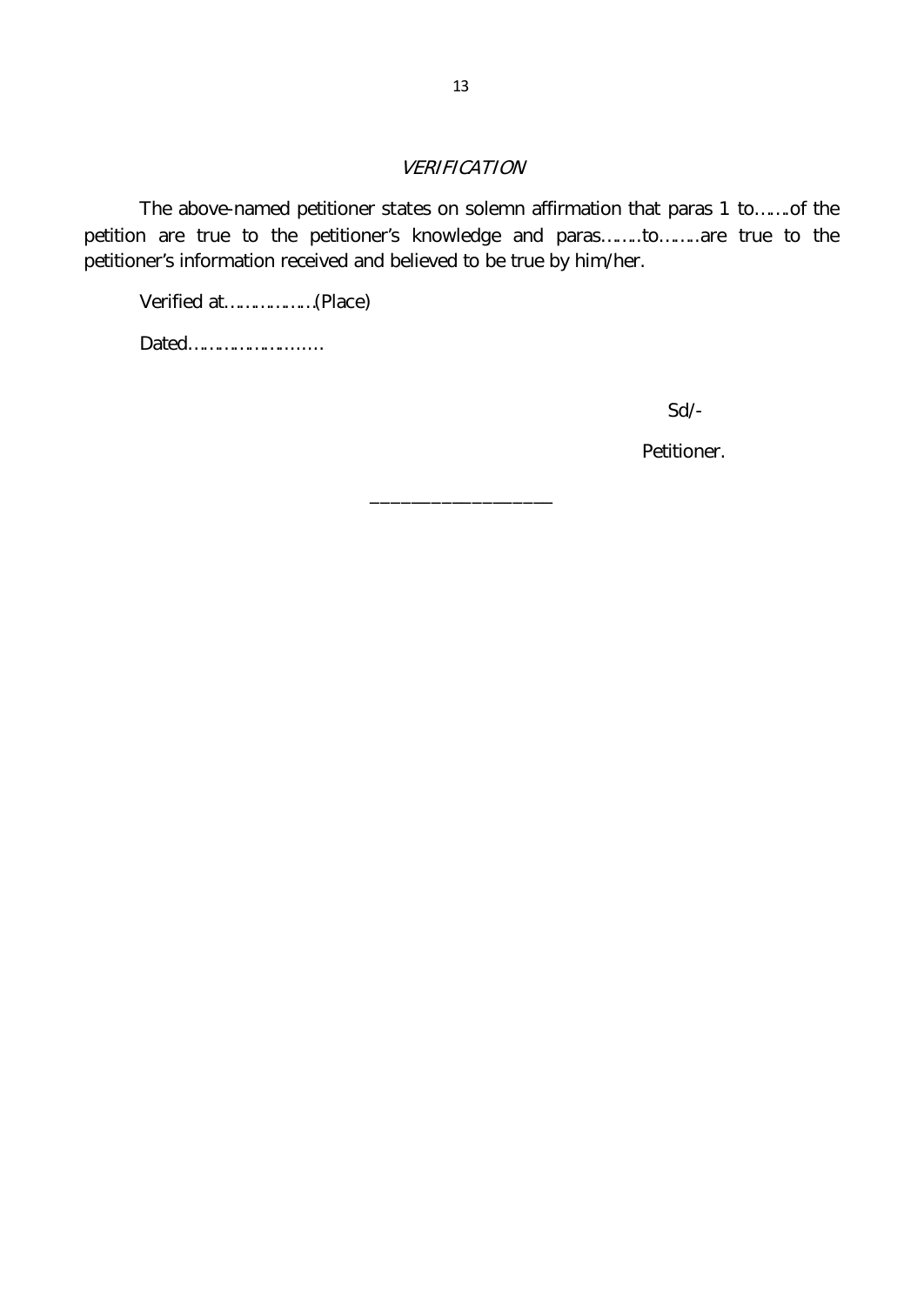## *VERIFICATION*

The above-named petitioner states on solemn affirmation that paras 1 to…….of the petition are true to the petitioner's knowledge and paras……..to……..are true to the petitioner's information received and believed to be true by him/her.

Verified at………………(Place)

Dated………………………

Sd/-

Petitioner.

___________________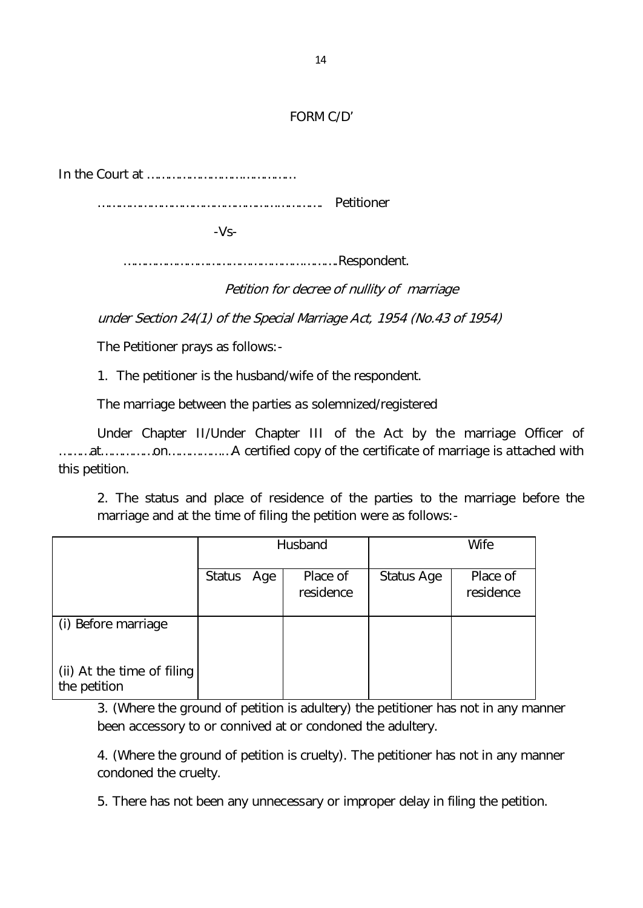FORM C/D'

In the Court at ……………………………………

…………………………………………………………… Petitioner

-Vs-

…………………………………………………….Respondent.

*Petition for decree of nullity of marriage*

*under Section 24(1) of the Special Marriage Act, 1954 (No.43 of 1954)*

The Petitioner prays as follows:-

1. The petitioner is the husband/wife of the respondent.

The marriage between the parties as solemnized/registered

Under Chapter II/Under Chapter III of the Act by the marriage Officer of ………at……………on……………..A certified copy of the certificate of marriage is attached with this petition.

2. The status and place of residence of the parties to the marriage before the marriage and at the time of filing the petition were as follows:-

| | Husband | | Wife | |
|---|---|---|---|---|
| | Status Age | Place of residence | Status Age | Place of residence |
| (i) Before marriage | | | | |
| (ii) At the time of filing the petition | | | | |

3. (Where the ground of petition is adultery) the petitioner has not in any manner been accessory to or connived at or condoned the adultery.

4. (Where the ground of petition is cruelty). The petitioner has not in any manner condoned the cruelty.

5. There has not been any unnecessary or improper delay in filing the petition.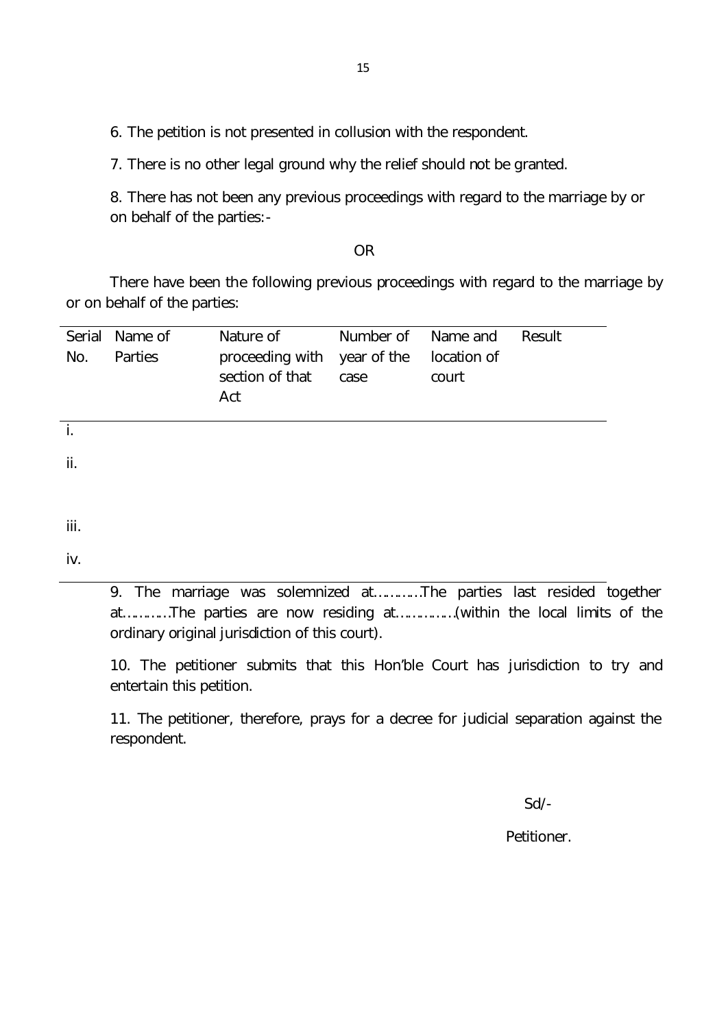6. The petition is not presented in collusion with the respondent.

7. There is no other legal ground why the relief should not be granted.

8. There has not been any previous proceedings with regard to the marriage by or on behalf of the parties:-

OR

There have been the following previous proceedings with regard to the marriage by or on behalf of the parties:

| Serial No. | Name of Parties | Nature of proceeding with section of that Act | Number of year of the case | Name and location of court | Result |
|---|---|---|---|---|---|
| i. | | | | | |
| ii. | | | | | |
| iii. | | | | | |
| iv. | | | | | |

9. The marriage was solemnized at…………The parties last resided together at…………The parties are now residing at……………(within the local limits of the ordinary original jurisdiction of this court).

10. The petitioner submits that this Hon'ble Court has jurisdiction to try and entertain this petition.

11. The petitioner, therefore, prays for a decree for judicial separation against the respondent.

Sd/-

Petitioner.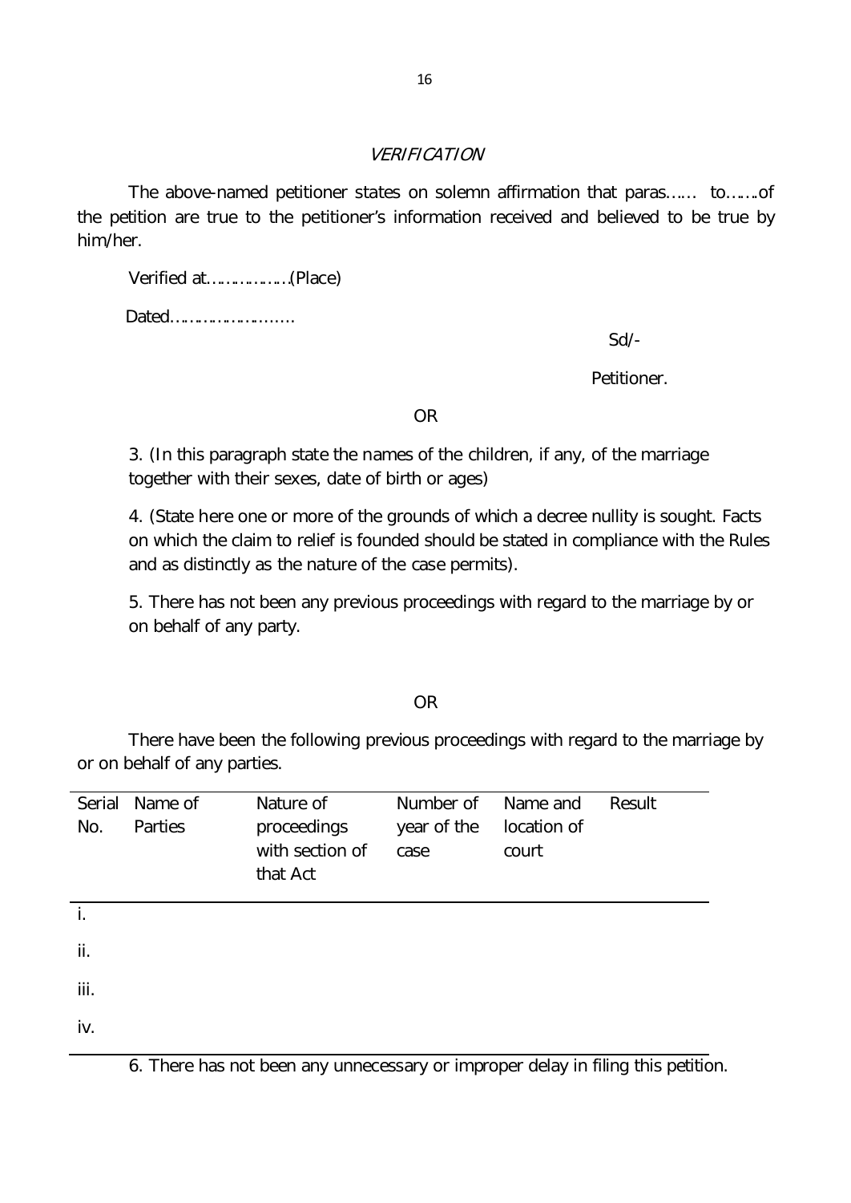### *VERIFICATION*

The above-named petitioner states on solemn affirmation that paras…… to…….of the petition are true to the petitioner's information received and believed to be true by him/her.

Verified at………………(Place)

Dated……………………..

Sd/-

Petitioner.

OR

3. (In this paragraph state the names of the children, if any, of the marriage together with their sexes, date of birth or ages)

4. (State here one or more of the grounds of which a decree nullity is sought. Facts on which the claim to relief is founded should be stated in compliance with the Rules and as distinctly as the nature of the case permits).

5. There has not been any previous proceedings with regard to the marriage by or on behalf of any party.

OR

There have been the following previous proceedings with regard to the marriage by or on behalf of any parties.

| Serial No. | Name of Parties | Nature of proceedings with section of that Act | Number of year of the case | Name and location of court | Result |
|---|---|---|---|---|---|
| i. | | | | | |
| ii. | | | | | |
| iii. | | | | | |
| iv. | | | | | |

6. There has not been any unnecessary or improper delay in filing this petition.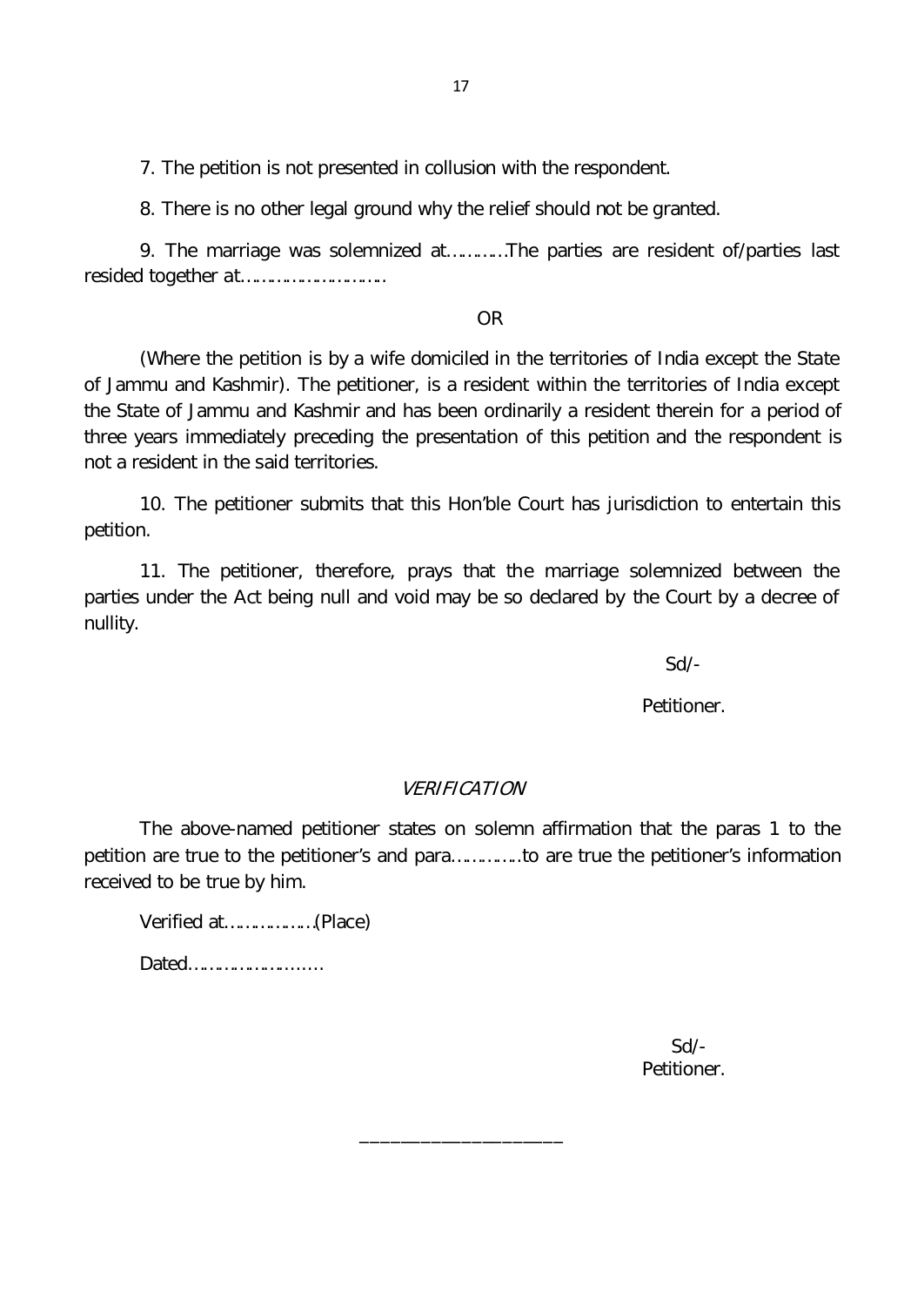7. The petition is not presented in collusion with the respondent.

8. There is no other legal ground why the relief should not be granted.

9. The marriage was solemnized at…………The parties are resident of/parties last resided together at…………………………

OR

(Where the petition is by a wife domiciled in the territories of India except the State of Jammu and Kashmir). The petitioner, is a resident within the territories of India except the State of Jammu and Kashmir and has been ordinarily a resident therein for a period of three years immediately preceding the presentation of this petition and the respondent is not a resident in the said territories.

10. The petitioner submits that this Hon'ble Court has jurisdiction to entertain this petition.

11. The petitioner, therefore, prays that the marriage solemnized between the parties under the Act being null and void may be so declared by the Court by a decree of nullity.

Sd/-

Petitioner.

*VERIFICATION*

The above-named petitioner states on solemn affirmation that the paras 1 to the petition are true to the petitioner's and para…………..to are true the petitioner's information received to be true by him.

Verified at………………(Place)

Dated………………………

Sd/-
Petitioner.

\_\_\_\_\_\_\_\_\_\_\_\_\_\_\_\_\_\_\_\_\_\_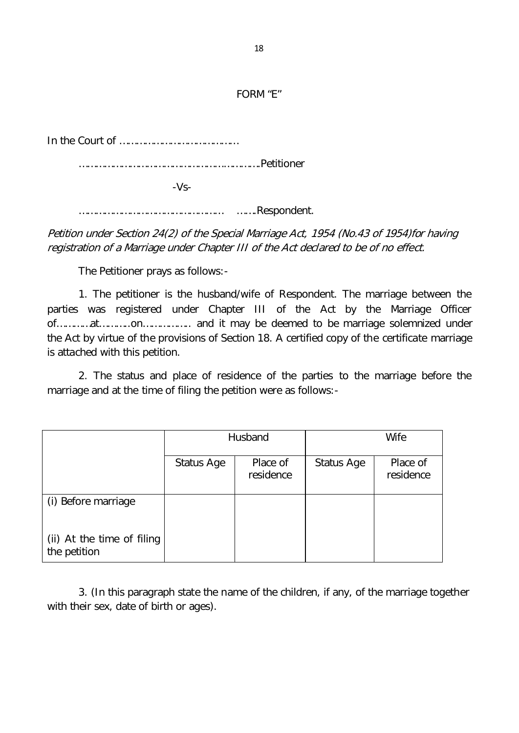## FORM "E"

In the Court of ……………………………………

……………………………………………………………Petitioner

-Vs-

………………………………………………   …….Respondent.

*Petition under Section 24(2) of the Special Marriage Act, 1954 (No.43 of 1954)for having registration of a Marriage under Chapter III of the Act declared to be of no effect.*

The Petitioner prays as follows:-

1. The petitioner is the husband/wife of Respondent. The marriage between the parties was registered under Chapter III of the Act by the Marriage Officer of…………at…………on……………… and it may be deemed to be marriage solemnized under the Act by virtue of the provisions of Section 18. A certified copy of the certificate marriage is attached with this petition.

2. The status and place of residence of the parties to the marriage before the marriage and at the time of filing the petition were as follows:-

| | Husband | | Wife | |
|---|---|---|---|---|
| | Status Age | Place of residence | Status Age | Place of residence |
| (i) Before marriage<br><br>(ii) At the time of filing the petition | | | | |

3. (In this paragraph state the name of the children, if any, of the marriage together with their sex, date of birth or ages).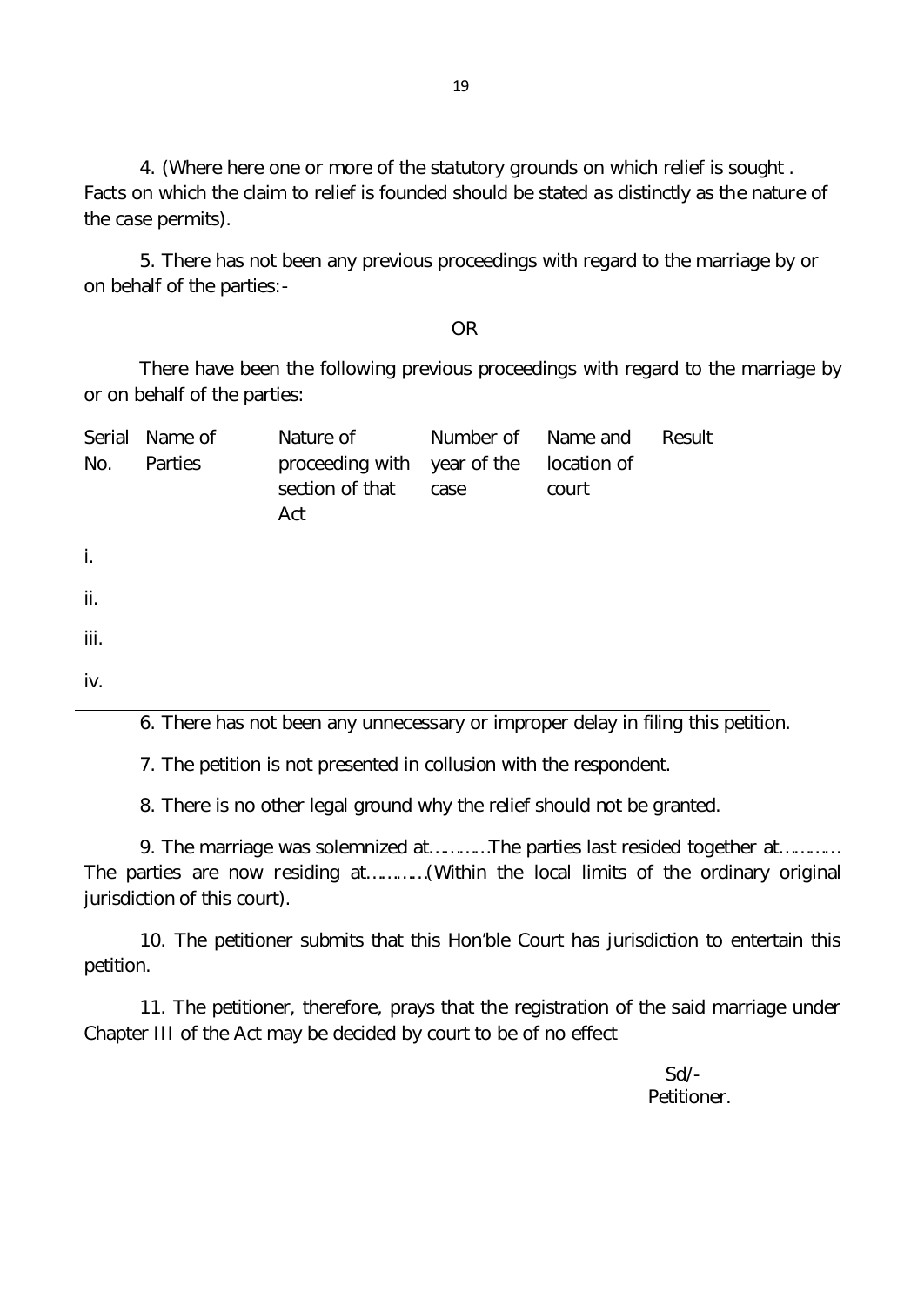4. (Where here one or more of the statutory grounds on which relief is sought . Facts on which the claim to relief is founded should be stated as distinctly as the nature of the case permits).

5. There has not been any previous proceedings with regard to the marriage by or on behalf of the parties:-

OR

There have been the following previous proceedings with regard to the marriage by or on behalf of the parties:

| Serial No. | Name of Parties | Nature of proceeding with section of that Act | Number of year of the case | Name and location of court | Result |
|---|---|---|---|---|---|
| i. | | | | | |
| ii. | | | | | |
| iii. | | | | | |
| iv. | | | | | |

6. There has not been any unnecessary or improper delay in filing this petition.

7. The petition is not presented in collusion with the respondent.

8. There is no other legal ground why the relief should not be granted.

9. The marriage was solemnized at…………The parties last resided together at………… The parties are now residing at…………(Within the local limits of the ordinary original jurisdiction of this court).

10. The petitioner submits that this Hon'ble Court has jurisdiction to entertain this petition.

11. The petitioner, therefore, prays that the registration of the said marriage under Chapter III of the Act may be decided by court to be of no effect

Sd/-
Petitioner.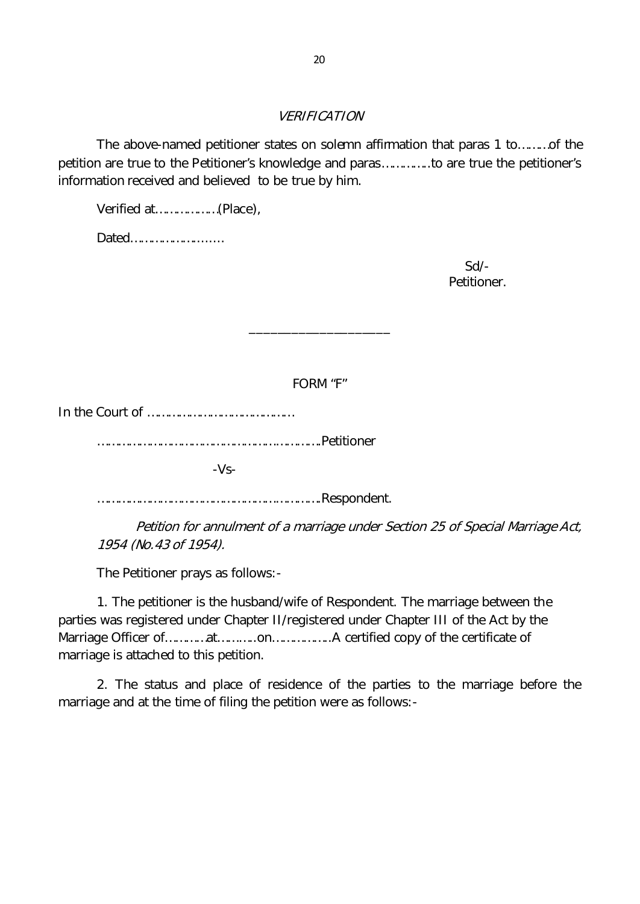### *VERIFICATION*

The above-named petitioner states on solemn affirmation that paras 1 to………of the petition are true to the Petitioner's knowledge and paras…………..to are true the petitioner's information received and believed to be true by him.

Verified at………………(Place),

Dated………………………

Sd/-
Petitioner.

---

### FORM "F"

In the Court of ……………………………………

……………………………………………………………Petitioner

-Vs-

……………………………………………………………Respondent.

*Petition for annulment of a marriage under Section 25 of Special Marriage Act, 1954 (No.43 of 1954).*

The Petitioner prays as follows:-

1. The petitioner is the husband/wife of Respondent. The marriage between the parties was registered under Chapter II/registered under Chapter III of the Act by the Marriage Officer of…………at…………on………………A certified copy of the certificate of marriage is attached to this petition.

2. The status and place of residence of the parties to the marriage before the marriage and at the time of filing the petition were as follows:-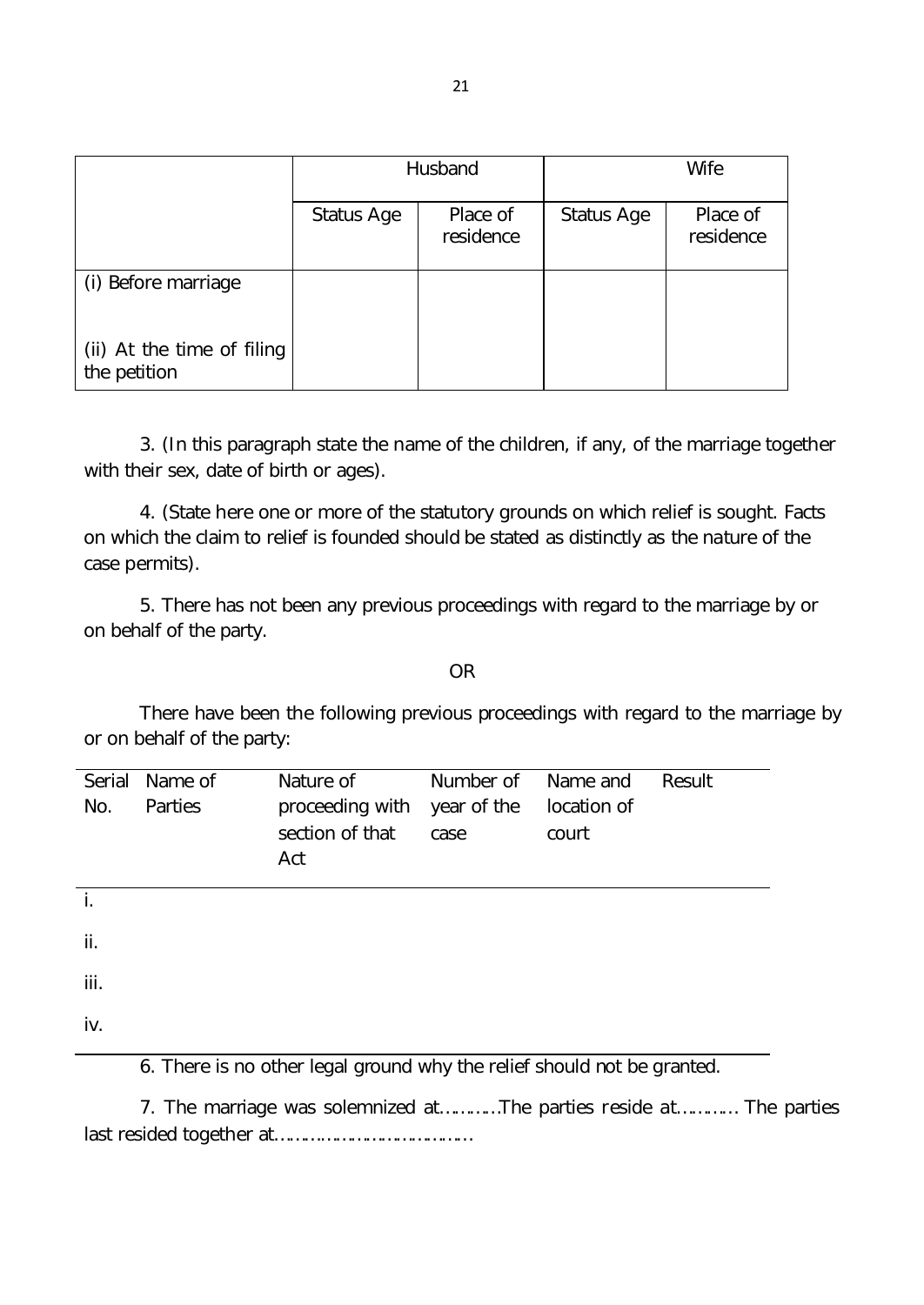| | Husband | | Wife | |
|---|---|---|---|---|
| | Status Age | Place of residence | Status Age | Place of residence |
| (i) Before marriage | | | | |
| (ii) At the time of filing the petition | | | | |

3. (In this paragraph state the name of the children, if any, of the marriage together with their sex, date of birth or ages).

4. (State here one or more of the statutory grounds on which relief is sought. Facts on which the claim to relief is founded should be stated as distinctly as the nature of the case permits).

5. There has not been any previous proceedings with regard to the marriage by or on behalf of the party.

OR

There have been the following previous proceedings with regard to the marriage by or on behalf of the party:

| Serial No. | Name of Parties | Nature of proceeding with section of that Act | Number of year of the case | Name and location of court | Result |
|---|---|---|---|---|---|
| i. | | | | | |
| ii. | | | | | |
| iii. | | | | | |
| iv. | | | | | |

6. There is no other legal ground why the relief should not be granted.

7. The marriage was solemnized at…………The parties reside at………… The parties last resided together at……………………………………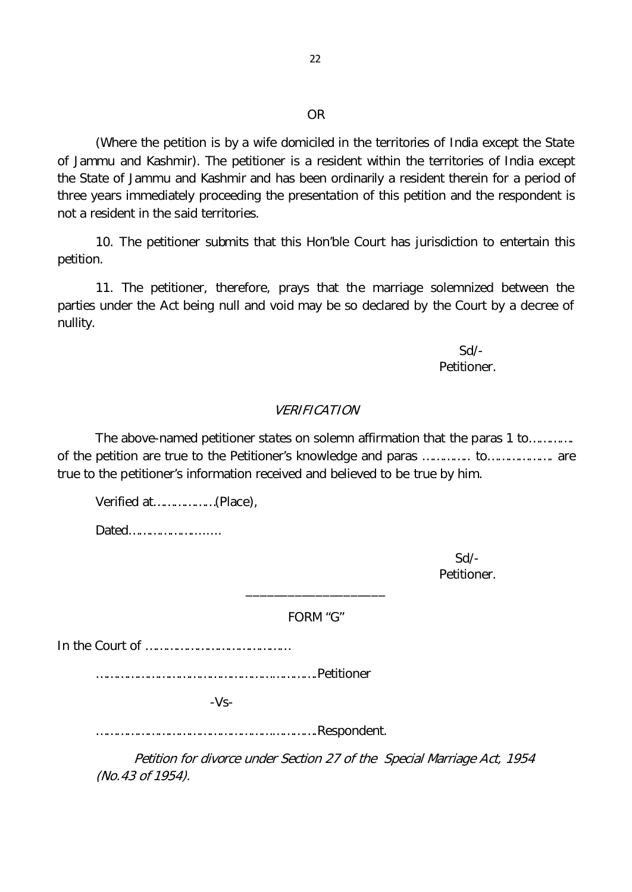OR

(Where the petition is by a wife domiciled in the territories of India except the State of Jammu and Kashmir). The petitioner is a resident within the territories of India except the State of Jammu and Kashmir and has been ordinarily a resident therein for a period of three years immediately proceeding the presentation of this petition and the respondent is not a resident in the said territories.

10. The petitioner submits that this Hon'ble Court has jurisdiction to entertain this petition.

11. The petitioner, therefore, prays that the marriage solemnized between the parties under the Act being null and void may be so declared by the Court by a decree of nullity.

Sd/-
Petitioner.

*VERIFICATION*

The above-named petitioner states on solemn affirmation that the paras 1 to………… of the petition are true to the Petitioner's knowledge and paras ………….. to………………. are true to the petitioner's information received and believed to be true by him.

Verified at……………..(Place),

Dated……………………

Sd/-
Petitioner.

---

FORM "G"

In the Court of ………………………………….

……………………………………………………..Petitioner

-Vs-

……………………………………………………..Respondent.

*Petition for divorce under Section 27 of the Special Marriage Act, 1954 (No.43 of 1954).*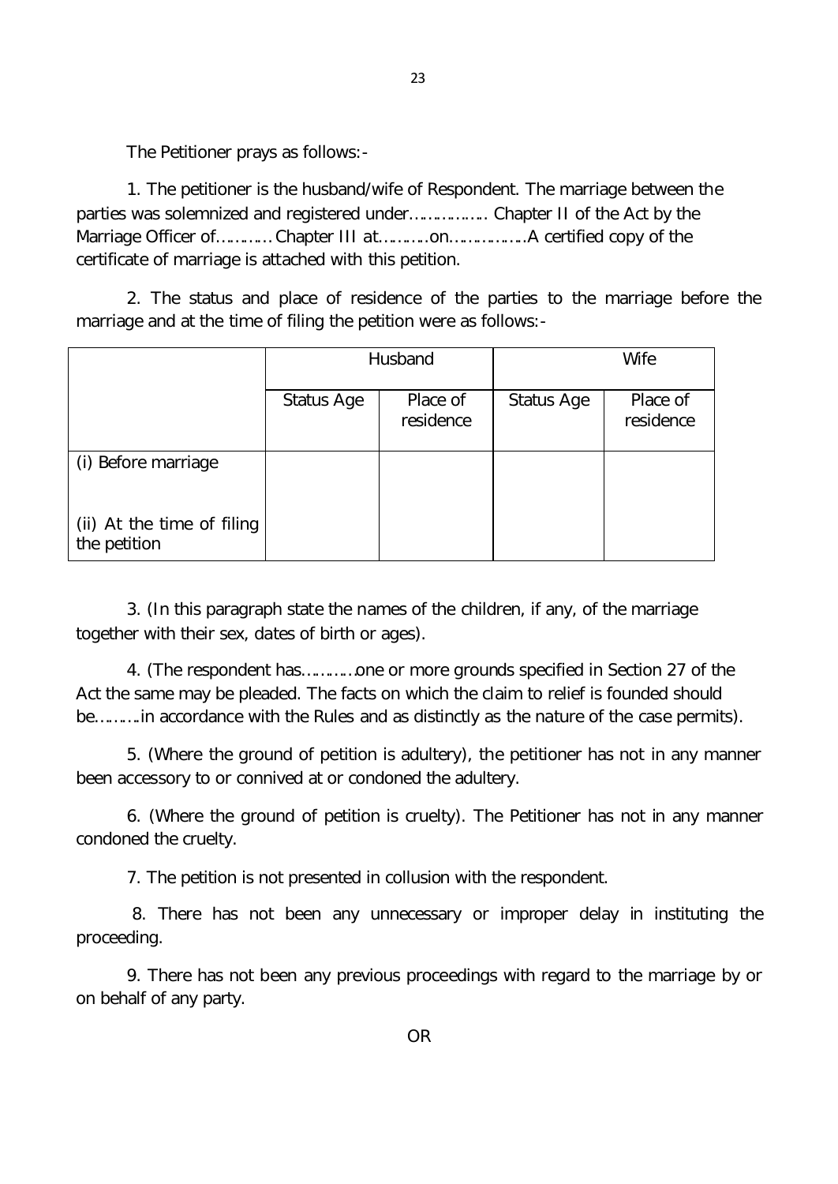The Petitioner prays as follows:-

1. The petitioner is the husband/wife of Respondent. The marriage between the parties was solemnized and registered under……………. Chapter II of the Act by the Marriage Officer of………… Chapter III at……….on…………….A certified copy of the certificate of marriage is attached with this petition.

2. The status and place of residence of the parties to the marriage before the marriage and at the time of filing the petition were as follows:-

| | Husband | | Wife | |
|---|---|---|---|---|
| | Status Age | Place of residence | Status Age | Place of residence |
| (i) Before marriage<br><br>(ii) At the time of filing the petition | | | | |

3. (In this paragraph state the names of the children, if any, of the marriage together with their sex, dates of birth or ages).

4. (The respondent has…………one or more grounds specified in Section 27 of the Act the same may be pleaded. The facts on which the claim to relief is founded should be……….in accordance with the Rules and as distinctly as the nature of the case permits).

5. (Where the ground of petition is adultery), the petitioner has not in any manner been accessory to or connived at or condoned the adultery.

6. (Where the ground of petition is cruelty). The Petitioner has not in any manner condoned the cruelty.

7. The petition is not presented in collusion with the respondent.

8. There has not been any unnecessary or improper delay in instituting the proceeding.

9. There has not been any previous proceedings with regard to the marriage by or on behalf of any party.

OR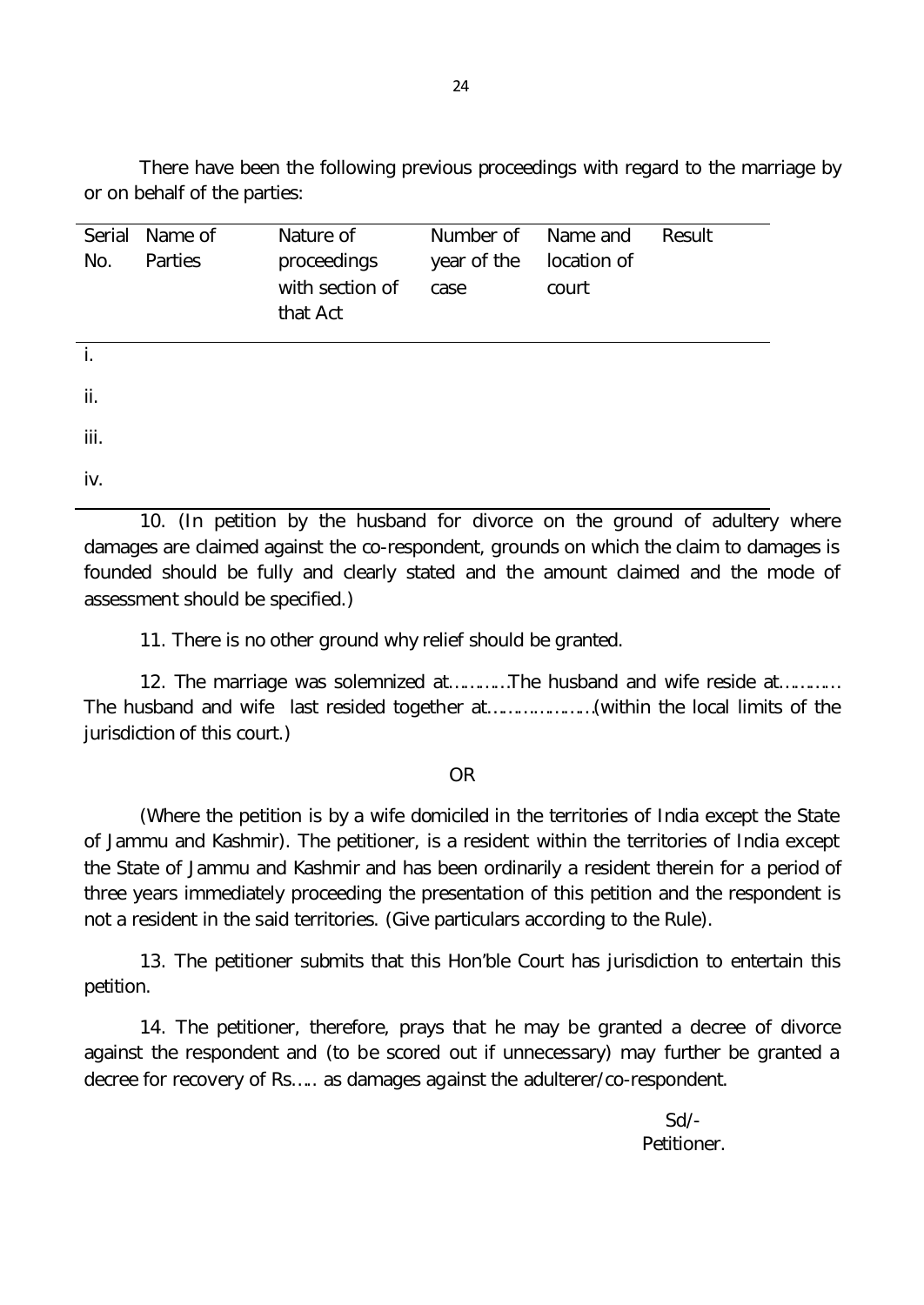There have been the following previous proceedings with regard to the marriage by or on behalf of the parties:

| Serial No. | Name of Parties | Nature of proceedings with section of that Act | Number of year of the case | Name and location of court | Result |
|---|---|---|---|---|---|
| i. | | | | | |
| ii. | | | | | |
| iii. | | | | | |
| iv. | | | | | |

10. (In petition by the husband for divorce on the ground of adultery where damages are claimed against the co-respondent, grounds on which the claim to damages is founded should be fully and clearly stated and the amount claimed and the mode of assessment should be specified.)

11. There is no other ground why relief should be granted.

12. The marriage was solemnized at…………The husband and wife reside at………… The husband and wife last resided together at…………………(within the local limits of the jurisdiction of this court.)

OR

(Where the petition is by a wife domiciled in the territories of India except the State of Jammu and Kashmir). The petitioner, is a resident within the territories of India except the State of Jammu and Kashmir and has been ordinarily a resident therein for a period of three years immediately proceeding the presentation of this petition and the respondent is not a resident in the said territories. (Give particulars according to the Rule).

13. The petitioner submits that this Hon'ble Court has jurisdiction to entertain this petition.

14. The petitioner, therefore, prays that he may be granted a decree of divorce against the respondent and (to be scored out if unnecessary) may further be granted a decree for recovery of Rs….. as damages against the adulterer/co-respondent.

Sd/-
Petitioner.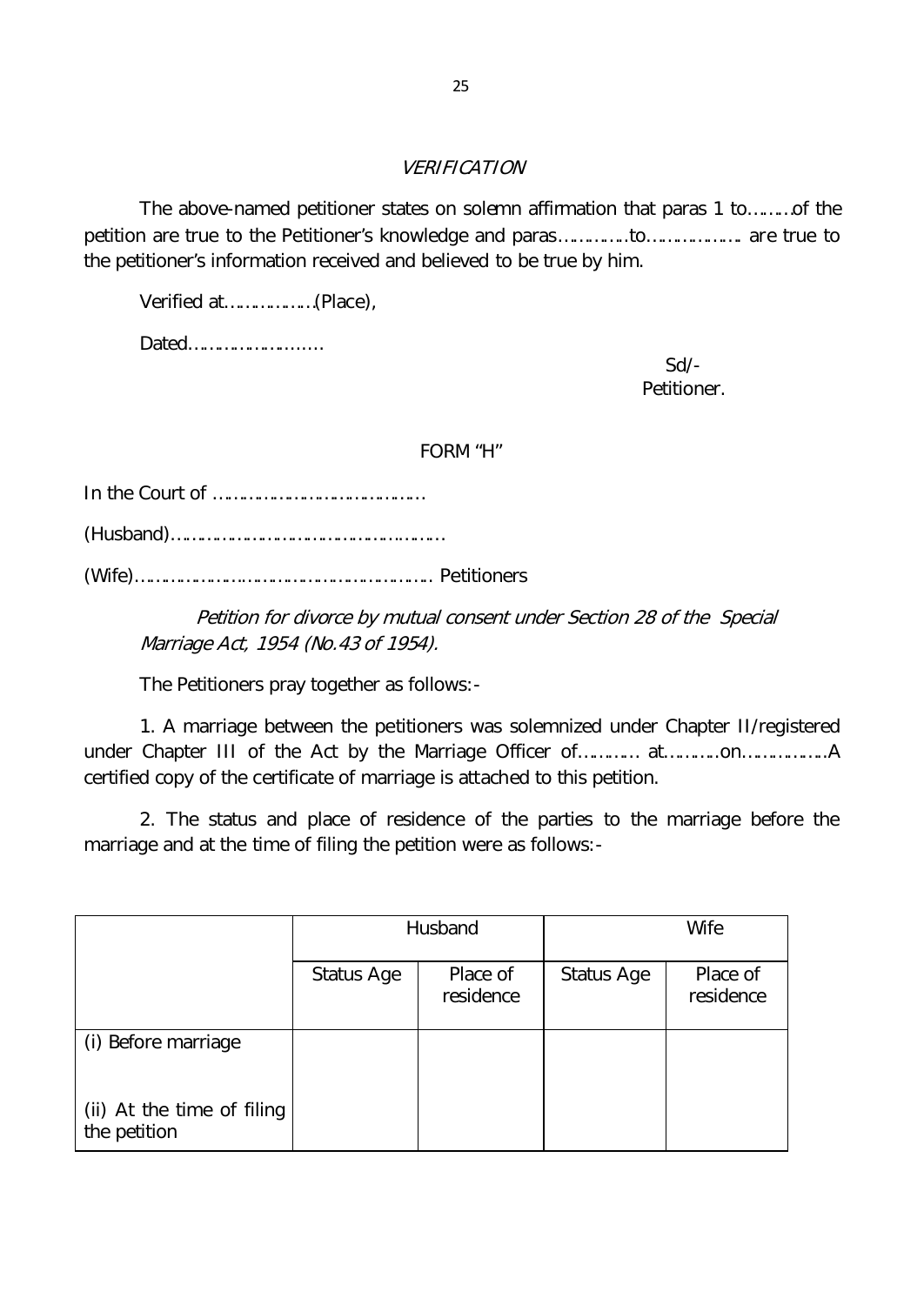*VERIFICATION*

The above-named petitioner states on solemn affirmation that paras 1 to………of the petition are true to the Petitioner's knowledge and paras……………to………………… are true to the petitioner's information received and believed to be true by him.

Verified at………………(Place),

Dated………………………

Sd/-
Petitioner.

FORM "H"

In the Court of ……………………………………

(Husband)…………………………………………………

(Wife)…………………………………………………… Petitioners

*Petition for divorce by mutual consent under Section 28 of the Special Marriage Act, 1954 (No.43 of 1954).*

The Petitioners pray together as follows:-

1. A marriage between the petitioners was solemnized under Chapter II/registered under Chapter III of the Act by the Marriage Officer of………… at…………on……………..A certified copy of the certificate of marriage is attached to this petition.

2. The status and place of residence of the parties to the marriage before the marriage and at the time of filing the petition were as follows:-

| | Husband | | Wife | |
|---|---|---|---|---|
| | Status Age | Place of residence | Status Age | Place of residence |
| (i) Before marriage | | | | |
| (ii) At the time of filing the petition | | | | |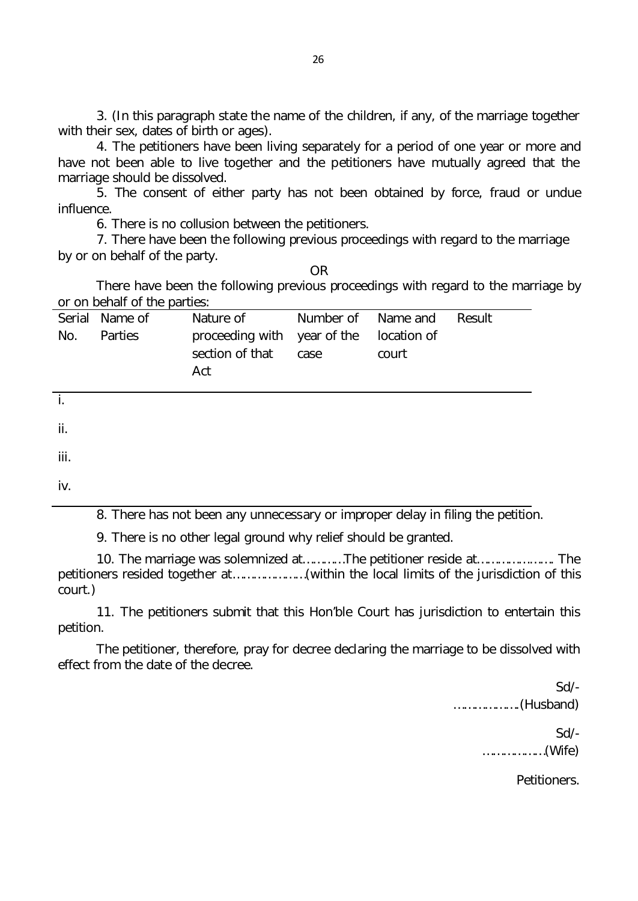3. (In this paragraph state the name of the children, if any, of the marriage together with their sex, dates of birth or ages).

4. The petitioners have been living separately for a period of one year or more and have not been able to live together and the petitioners have mutually agreed that the marriage should be dissolved.

5. The consent of either party has not been obtained by force, fraud or undue influence.

6. There is no collusion between the petitioners.

7. There have been the following previous proceedings with regard to the marriage by or on behalf of the party.

OR

There have been the following previous proceedings with regard to the marriage by or on behalf of the parties:

| Serial No. | Name of Parties | Nature of proceeding with section of that Act | Number of year of the case | Name and location of court | Result |
|---|---|---|---|---|---|
| i. | | | | | |
| ii. | | | | | |
| iii. | | | | | |
| iv. | | | | | |

8. There has not been any unnecessary or improper delay in filing the petition.

9. There is no other legal ground why relief should be granted.

10. The marriage was solemnized at…………The petitioner reside at………………….. The petitioners resided together at…………………(within the local limits of the jurisdiction of this court.)

11. The petitioners submit that this Hon'ble Court has jurisdiction to entertain this petition.

The petitioner, therefore, pray for decree declaring the marriage to be dissolved with effect from the date of the decree.

Sd/-
………………..(Husband)

Sd/-
………………(Wife)

Petitioners.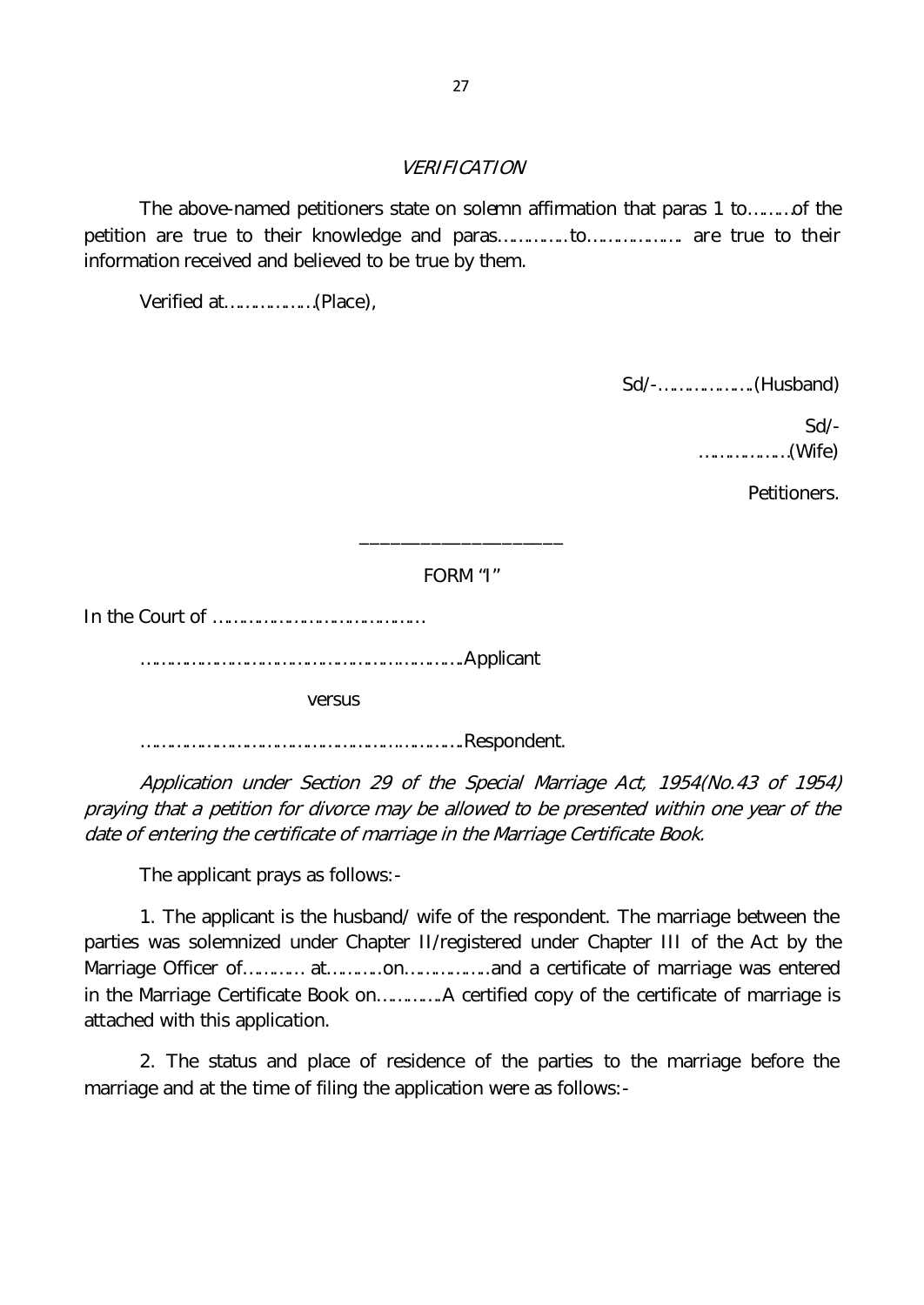### *VERIFICATION*

The above-named petitioners state on solemn affirmation that paras 1 to………of the petition are true to their knowledge and paras……………to………………… are true to their information received and believed to be true by them.

Verified at………………(Place),

Sd/-………………..(Husband)

Sd/-

………………(Wife)

Petitioners.

---

FORM "I"

In the Court of ………………………………………

……………………………………………………………Applicant

versus

……………………………………………………………Respondent.

*Application under Section 29 of the Special Marriage Act, 1954(No.43 of 1954) praying that a petition for divorce may be allowed to be presented within one year of the date of entering the certificate of marriage in the Marriage Certificate Book.*

The applicant prays as follows:-

1. The applicant is the husband/ wife of the respondent. The marriage between the parties was solemnized under Chapter II/registered under Chapter III of the Act by the Marriage Officer of………… at…………on………………and a certificate of marriage was entered in the Marriage Certificate Book on………….A certified copy of the certificate of marriage is attached with this application.

2. The status and place of residence of the parties to the marriage before the marriage and at the time of filing the application were as follows:-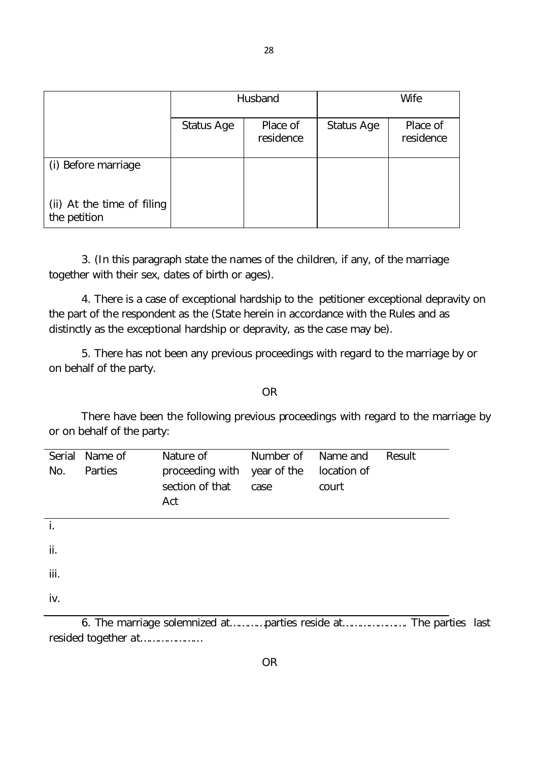| | Husband | | Wife | |
|---|---|---|---|---|
| | Status Age | Place of residence | Status Age | Place of residence |
| (i) Before marriage | | | | |
| (ii) At the time of filing the petition | | | | |

3. (In this paragraph state the names of the children, if any, of the marriage together with their sex, dates of birth or ages).

4. There is a case of exceptional hardship to the petitioner exceptional depravity on the part of the respondent as the (State herein in accordance with the Rules and as distinctly as the exceptional hardship or depravity, as the case may be).

5. There has not been any previous proceedings with regard to the marriage by or on behalf of the party.

OR

There have been the following previous proceedings with regard to the marriage by or on behalf of the party:

| Serial No. | Name of Parties | Nature of proceeding with section of that Act | Number of year of the case | Name and location of court | Result |
|---|---|---|---|---|---|
| i. | | | | | |
| ii. | | | | | |
| iii. | | | | | |
| iv. | | | | | |

6. The marriage solemnized at…………parties reside at………………….. The parties last resided together at…………………

OR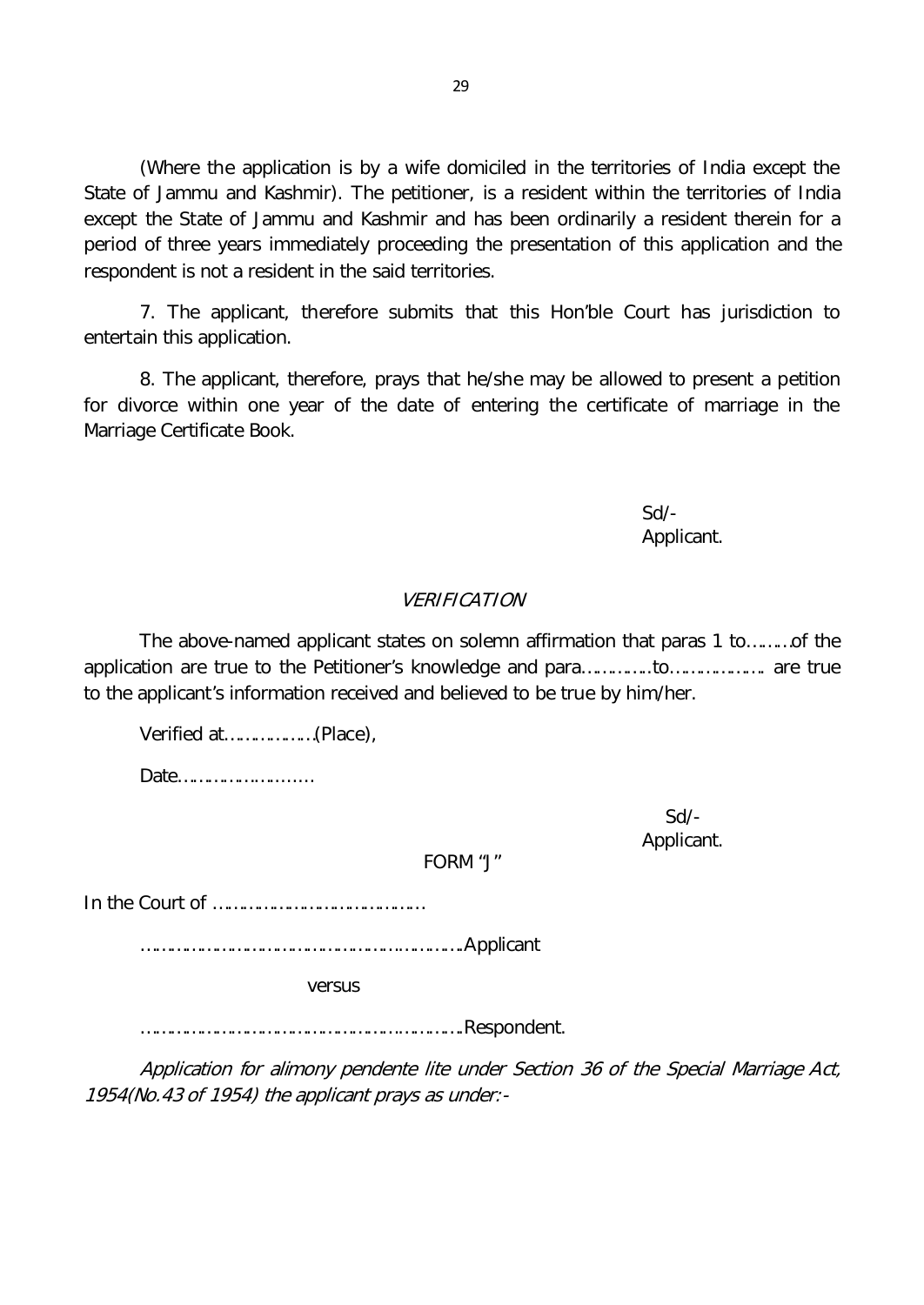(Where the application is by a wife domiciled in the territories of India except the State of Jammu and Kashmir). The petitioner, is a resident within the territories of India except the State of Jammu and Kashmir and has been ordinarily a resident therein for a period of three years immediately proceeding the presentation of this application and the respondent is not a resident in the said territories.

7. The applicant, therefore submits that this Hon'ble Court has jurisdiction to entertain this application.

8. The applicant, therefore, prays that he/she may be allowed to present a petition for divorce within one year of the date of entering the certificate of marriage in the Marriage Certificate Book.

Sd/-
Applicant.

*VERIFICATION*

The above-named applicant states on solemn affirmation that paras 1 to………of the application are true to the Petitioner's knowledge and para…………..to………………. are true to the applicant's information received and believed to be true by him/her.

Verified at……………..(Place),

Date………………………

Sd/-
Applicant.

FORM "J"

In the Court of ……………………………………

…………………………………………………………..Applicant

versus

…………………………………………………………..Respondent.

*Application for alimony pendente lite under Section 36 of the Special Marriage Act, 1954(No.43 of 1954) the applicant prays as under:-*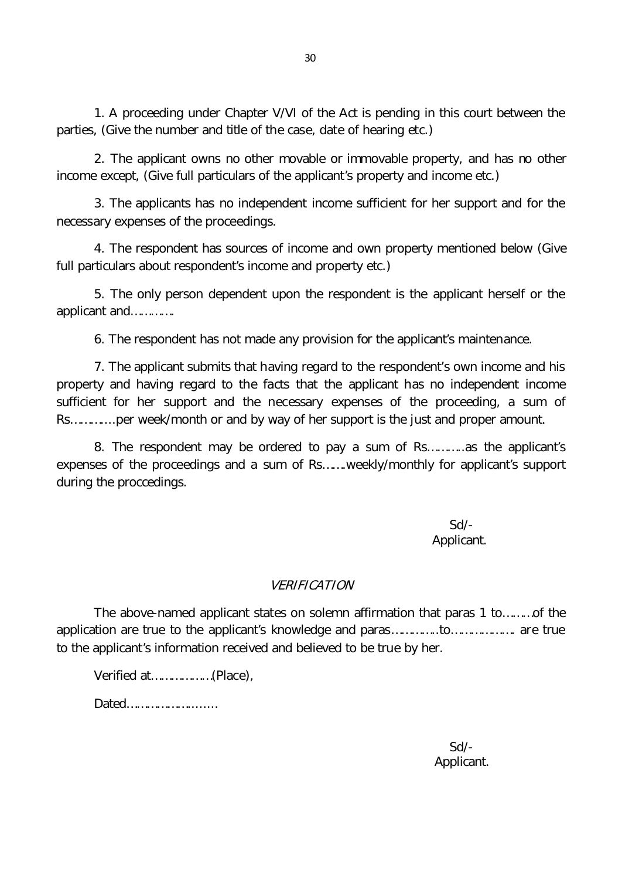1. A proceeding under Chapter V/VI of the Act is pending in this court between the parties, (Give the number and title of the case, date of hearing etc.)

2. The applicant owns no other movable or immovable property, and has no other income except, (Give full particulars of the applicant's property and income etc.)

3. The applicants has no independent income sufficient for her support and for the necessary expenses of the proceedings.

4. The respondent has sources of income and own property mentioned below (Give full particulars about respondent's income and property etc.)

5. The only person dependent upon the respondent is the applicant herself or the applicant and…………..

6. The respondent has not made any provision for the applicant's maintenance.

7. The applicant submits that having regard to the respondent's own income and his property and having regard to the facts that the applicant has no independent income sufficient for her support and the necessary expenses of the proceeding, a sum of Rs………….per week/month or and by way of her support is the just and proper amount.

8. The respondent may be ordered to pay a sum of Rs………..as the applicant's expenses of the proceedings and a sum of Rs…….weekly/monthly for applicant's support during the proccedings.

Sd/-
Applicant.

*VERIFICATION*

The above-named applicant states on solemn affirmation that paras 1 to………of the application are true to the applicant's knowledge and paras…………..to………………. are true to the applicant's information received and believed to be true by her.

Verified at………………(Place),

Dated………………………

Sd/-
Applicant.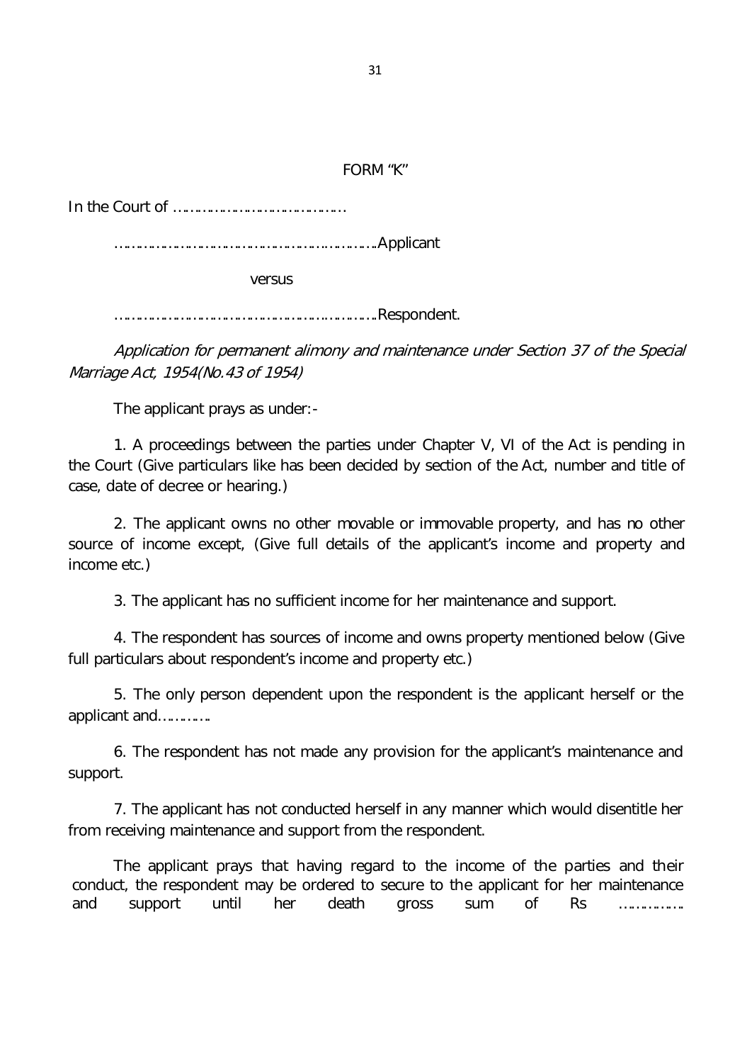## FORM "K"

In the Court of ……………………………………

……………………………………………………………Applicant

versus

……………………………………………………………Respondent.

*Application for permanent alimony and maintenance under Section 37 of the Special Marriage Act, 1954(No.43 of 1954)*

The applicant prays as under:-

1. A proceedings between the parties under Chapter V, VI of the Act is pending in the Court (Give particulars like has been decided by section of the Act, number and title of case, date of decree or hearing.)

2. The applicant owns no other movable or immovable property, and has no other source of income except, (Give full details of the applicant's income and property and income etc.)

3. The applicant has no sufficient income for her maintenance and support.

4. The respondent has sources of income and owns property mentioned below (Give full particulars about respondent's income and property etc.)

5. The only person dependent upon the respondent is the applicant herself or the applicant and………….

6. The respondent has not made any provision for the applicant's maintenance and support.

7. The applicant has not conducted herself in any manner which would disentitle her from receiving maintenance and support from the respondent.

The applicant prays that having regard to the income of the parties and their conduct, the respondent may be ordered to secure to the applicant for her maintenance and support until her death gross sum of Rs ……………..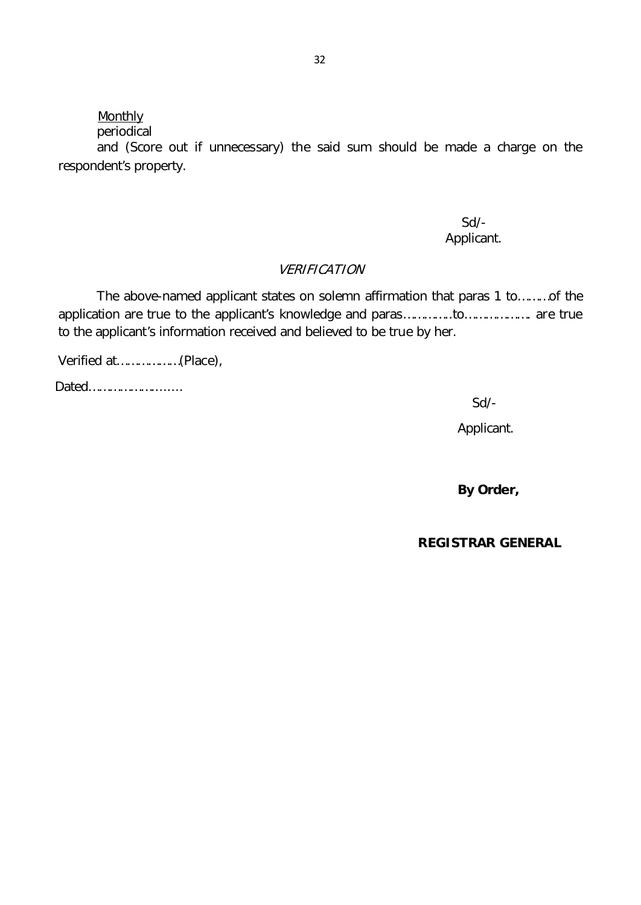Monthly
periodical
and (Score out if unnecessary) the said sum should be made a charge on the respondent's property.

Sd/-
Applicant.

*VERIFICATION*

The above-named applicant states on solemn affirmation that paras 1 to………of the application are true to the applicant's knowledge and paras…………..to………………. are true to the applicant's information received and believed to be true by her.

Verified at………………(Place),

Dated………………………

Sd/-

Applicant.

**By Order,**

**REGISTRAR GENERAL**